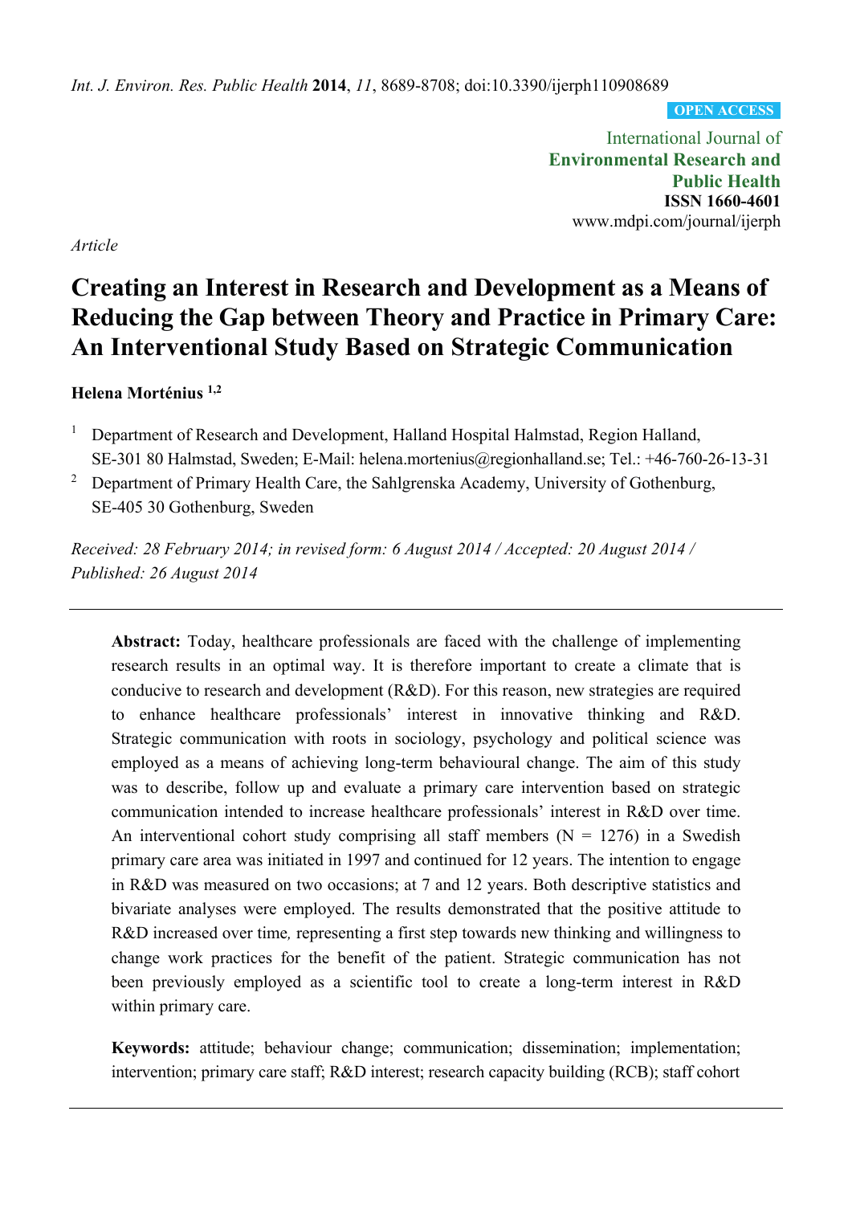OPEN ACCESS

International Journal of
**Environmental Research and Public Health**
**ISSN 1660-4601**
www.mdpi.com/journal/ijerph

*Article*

# Creating an Interest in Research and Development as a Means of Reducing the Gap between Theory and Practice in Primary Care: An Interventional Study Based on Strategic Communication

**Helena Morténius [1,2]**

[1] Department of Research and Development, Halland Hospital Halmstad, Region Halland, SE-301 80 Halmstad, Sweden; E-Mail: helena.mortenius@regionhalland.se; Tel.: +46-760-26-13-31

[2] Department of Primary Health Care, the Sahlgrenska Academy, University of Gothenburg, SE-405 30 Gothenburg, Sweden

*Received: 28 February 2014; in revised form: 6 August 2014 / Accepted: 20 August 2014 / Published: 26 August 2014*

---

**Abstract:** Today, healthcare professionals are faced with the challenge of implementing research results in an optimal way. It is therefore important to create a climate that is conducive to research and development (R&D). For this reason, new strategies are required to enhance healthcare professionals' interest in innovative thinking and R&D. Strategic communication with roots in sociology, psychology and political science was employed as a means of achieving long-term behavioural change. The aim of this study was to describe, follow up and evaluate a primary care intervention based on strategic communication intended to increase healthcare professionals' interest in R&D over time. An interventional cohort study comprising all staff members (N = 1276) in a Swedish primary care area was initiated in 1997 and continued for 12 years. The intention to engage in R&D was measured on two occasions; at 7 and 12 years. Both descriptive statistics and bivariate analyses were employed. The results demonstrated that the positive attitude to R&D increased over time*,* representing a first step towards new thinking and willingness to change work practices for the benefit of the patient. Strategic communication has not been previously employed as a scientific tool to create a long-term interest in R&D within primary care.

**Keywords:** attitude; behaviour change; communication; dissemination; implementation; intervention; primary care staff; R&D interest; research capacity building (RCB); staff cohort

---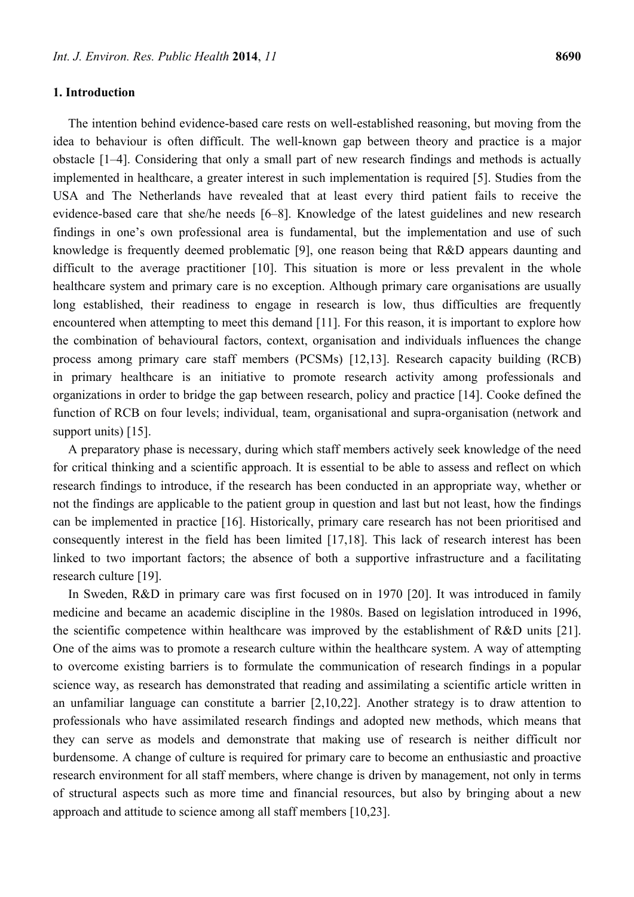## 1. Introduction

The intention behind evidence-based care rests on well-established reasoning, but moving from the idea to behaviour is often difficult. The well-known gap between theory and practice is a major obstacle [1–4]. Considering that only a small part of new research findings and methods is actually implemented in healthcare, a greater interest in such implementation is required [5]. Studies from the USA and The Netherlands have revealed that at least every third patient fails to receive the evidence-based care that she/he needs [6–8]. Knowledge of the latest guidelines and new research findings in one's own professional area is fundamental, but the implementation and use of such knowledge is frequently deemed problematic [9], one reason being that R&D appears daunting and difficult to the average practitioner [10]. This situation is more or less prevalent in the whole healthcare system and primary care is no exception. Although primary care organisations are usually long established, their readiness to engage in research is low, thus difficulties are frequently encountered when attempting to meet this demand [11]. For this reason, it is important to explore how the combination of behavioural factors, context, organisation and individuals influences the change process among primary care staff members (PCSMs) [12,13]. Research capacity building (RCB) in primary healthcare is an initiative to promote research activity among professionals and organizations in order to bridge the gap between research, policy and practice [14]. Cooke defined the function of RCB on four levels; individual, team, organisational and supra-organisation (network and support units) [15].

A preparatory phase is necessary, during which staff members actively seek knowledge of the need for critical thinking and a scientific approach. It is essential to be able to assess and reflect on which research findings to introduce, if the research has been conducted in an appropriate way, whether or not the findings are applicable to the patient group in question and last but not least, how the findings can be implemented in practice [16]. Historically, primary care research has not been prioritised and consequently interest in the field has been limited [17,18]. This lack of research interest has been linked to two important factors; the absence of both a supportive infrastructure and a facilitating research culture [19].

In Sweden, R&D in primary care was first focused on in 1970 [20]. It was introduced in family medicine and became an academic discipline in the 1980s. Based on legislation introduced in 1996, the scientific competence within healthcare was improved by the establishment of R&D units [21]. One of the aims was to promote a research culture within the healthcare system. A way of attempting to overcome existing barriers is to formulate the communication of research findings in a popular science way, as research has demonstrated that reading and assimilating a scientific article written in an unfamiliar language can constitute a barrier [2,10,22]. Another strategy is to draw attention to professionals who have assimilated research findings and adopted new methods, which means that they can serve as models and demonstrate that making use of research is neither difficult nor burdensome. A change of culture is required for primary care to become an enthusiastic and proactive research environment for all staff members, where change is driven by management, not only in terms of structural aspects such as more time and financial resources, but also by bringing about a new approach and attitude to science among all staff members [10,23].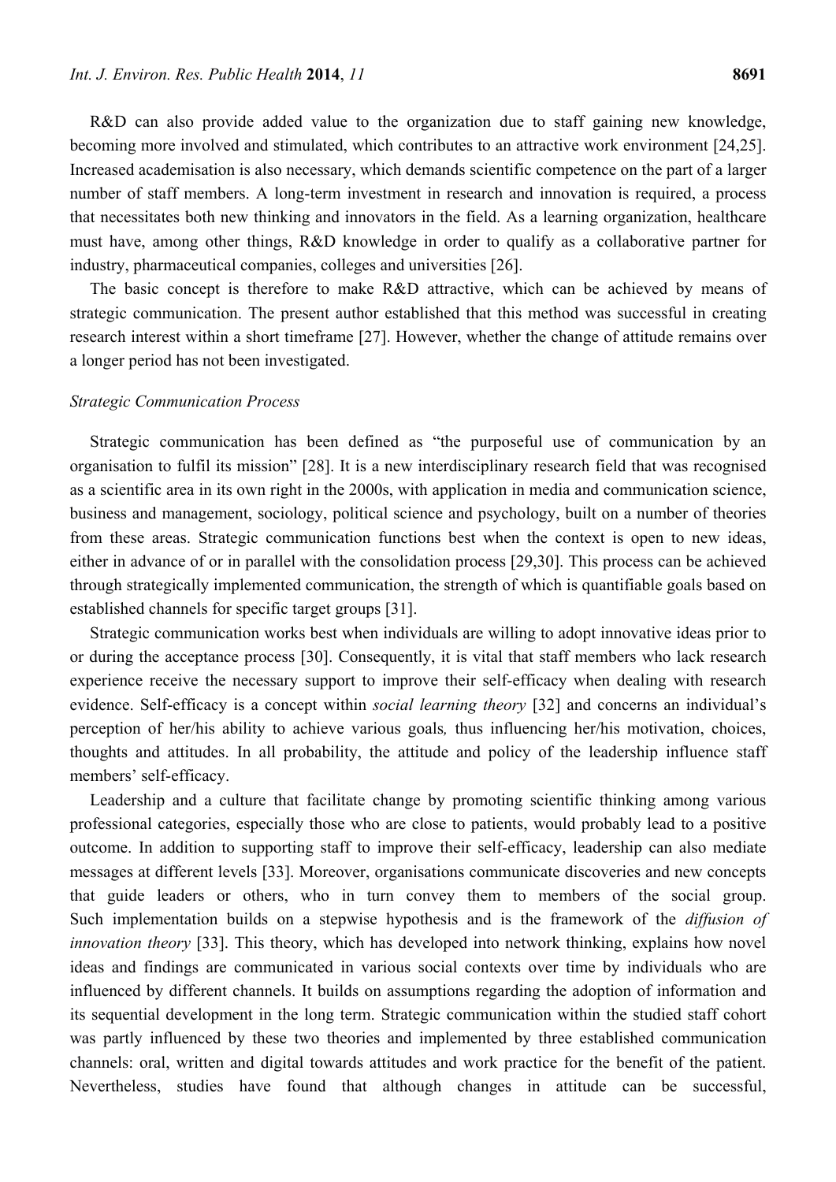R&D can also provide added value to the organization due to staff gaining new knowledge, becoming more involved and stimulated, which contributes to an attractive work environment [24,25]. Increased academisation is also necessary, which demands scientific competence on the part of a larger number of staff members. A long-term investment in research and innovation is required, a process that necessitates both new thinking and innovators in the field. As a learning organization, healthcare must have, among other things, R&D knowledge in order to qualify as a collaborative partner for industry, pharmaceutical companies, colleges and universities [26].

The basic concept is therefore to make R&D attractive, which can be achieved by means of strategic communication. The present author established that this method was successful in creating research interest within a short timeframe [27]. However, whether the change of attitude remains over a longer period has not been investigated.

*Strategic Communication Process*

Strategic communication has been defined as "the purposeful use of communication by an organisation to fulfil its mission" [28]. It is a new interdisciplinary research field that was recognised as a scientific area in its own right in the 2000s, with application in media and communication science, business and management, sociology, political science and psychology, built on a number of theories from these areas. Strategic communication functions best when the context is open to new ideas, either in advance of or in parallel with the consolidation process [29,30]. This process can be achieved through strategically implemented communication, the strength of which is quantifiable goals based on established channels for specific target groups [31].

Strategic communication works best when individuals are willing to adopt innovative ideas prior to or during the acceptance process [30]. Consequently, it is vital that staff members who lack research experience receive the necessary support to improve their self-efficacy when dealing with research evidence. Self-efficacy is a concept within *social learning theory* [32] and concerns an individual's perception of her/his ability to achieve various goals, thus influencing her/his motivation, choices, thoughts and attitudes. In all probability, the attitude and policy of the leadership influence staff members' self-efficacy.

Leadership and a culture that facilitate change by promoting scientific thinking among various professional categories, especially those who are close to patients, would probably lead to a positive outcome. In addition to supporting staff to improve their self-efficacy, leadership can also mediate messages at different levels [33]. Moreover, organisations communicate discoveries and new concepts that guide leaders or others, who in turn convey them to members of the social group. Such implementation builds on a stepwise hypothesis and is the framework of the *diffusion of innovation theory* [33]. This theory, which has developed into network thinking, explains how novel ideas and findings are communicated in various social contexts over time by individuals who are influenced by different channels. It builds on assumptions regarding the adoption of information and its sequential development in the long term. Strategic communication within the studied staff cohort was partly influenced by these two theories and implemented by three established communication channels: oral, written and digital towards attitudes and work practice for the benefit of the patient. Nevertheless, studies have found that although changes in attitude can be successful,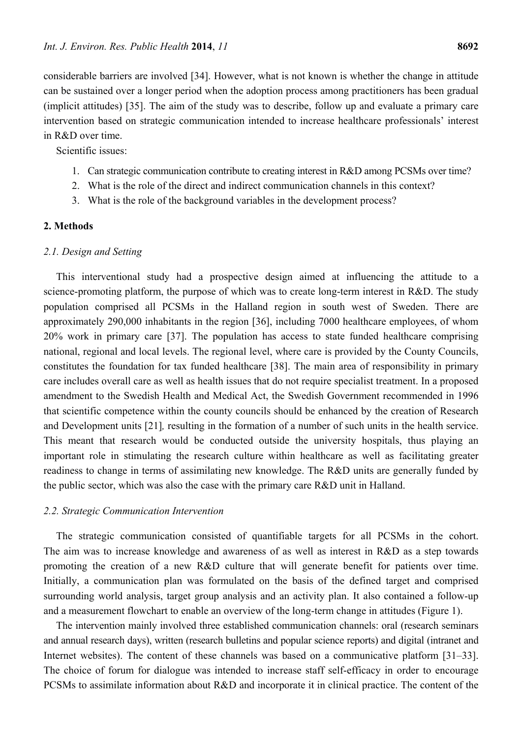considerable barriers are involved [34]. However, what is not known is whether the change in attitude can be sustained over a longer period when the adoption process among practitioners has been gradual (implicit attitudes) [35]. The aim of the study was to describe, follow up and evaluate a primary care intervention based on strategic communication intended to increase healthcare professionals' interest in R&D over time.

Scientific issues:

1. Can strategic communication contribute to creating interest in R&D among PCSMs over time?
2. What is the role of the direct and indirect communication channels in this context?
3. What is the role of the background variables in the development process?

## 2. Methods

### 2.1. Design and Setting

This interventional study had a prospective design aimed at influencing the attitude to a science-promoting platform, the purpose of which was to create long-term interest in R&D. The study population comprised all PCSMs in the Halland region in south west of Sweden. There are approximately 290,000 inhabitants in the region [36], including 7000 healthcare employees, of whom 20% work in primary care [37]. The population has access to state funded healthcare comprising national, regional and local levels. The regional level, where care is provided by the County Councils, constitutes the foundation for tax funded healthcare [38]. The main area of responsibility in primary care includes overall care as well as health issues that do not require specialist treatment. In a proposed amendment to the Swedish Health and Medical Act, the Swedish Government recommended in 1996 that scientific competence within the county councils should be enhanced by the creation of Research and Development units [21], resulting in the formation of a number of such units in the health service. This meant that research would be conducted outside the university hospitals, thus playing an important role in stimulating the research culture within healthcare as well as facilitating greater readiness to change in terms of assimilating new knowledge. The R&D units are generally funded by the public sector, which was also the case with the primary care R&D unit in Halland.

### 2.2. Strategic Communication Intervention

The strategic communication consisted of quantifiable targets for all PCSMs in the cohort. The aim was to increase knowledge and awareness of as well as interest in R&D as a step towards promoting the creation of a new R&D culture that will generate benefit for patients over time. Initially, a communication plan was formulated on the basis of the defined target and comprised surrounding world analysis, target group analysis and an activity plan. It also contained a follow-up and a measurement flowchart to enable an overview of the long-term change in attitudes (Figure 1).

The intervention mainly involved three established communication channels: oral (research seminars and annual research days), written (research bulletins and popular science reports) and digital (intranet and Internet websites). The content of these channels was based on a communicative platform [31–33]. The choice of forum for dialogue was intended to increase staff self-efficacy in order to encourage PCSMs to assimilate information about R&D and incorporate it in clinical practice. The content of the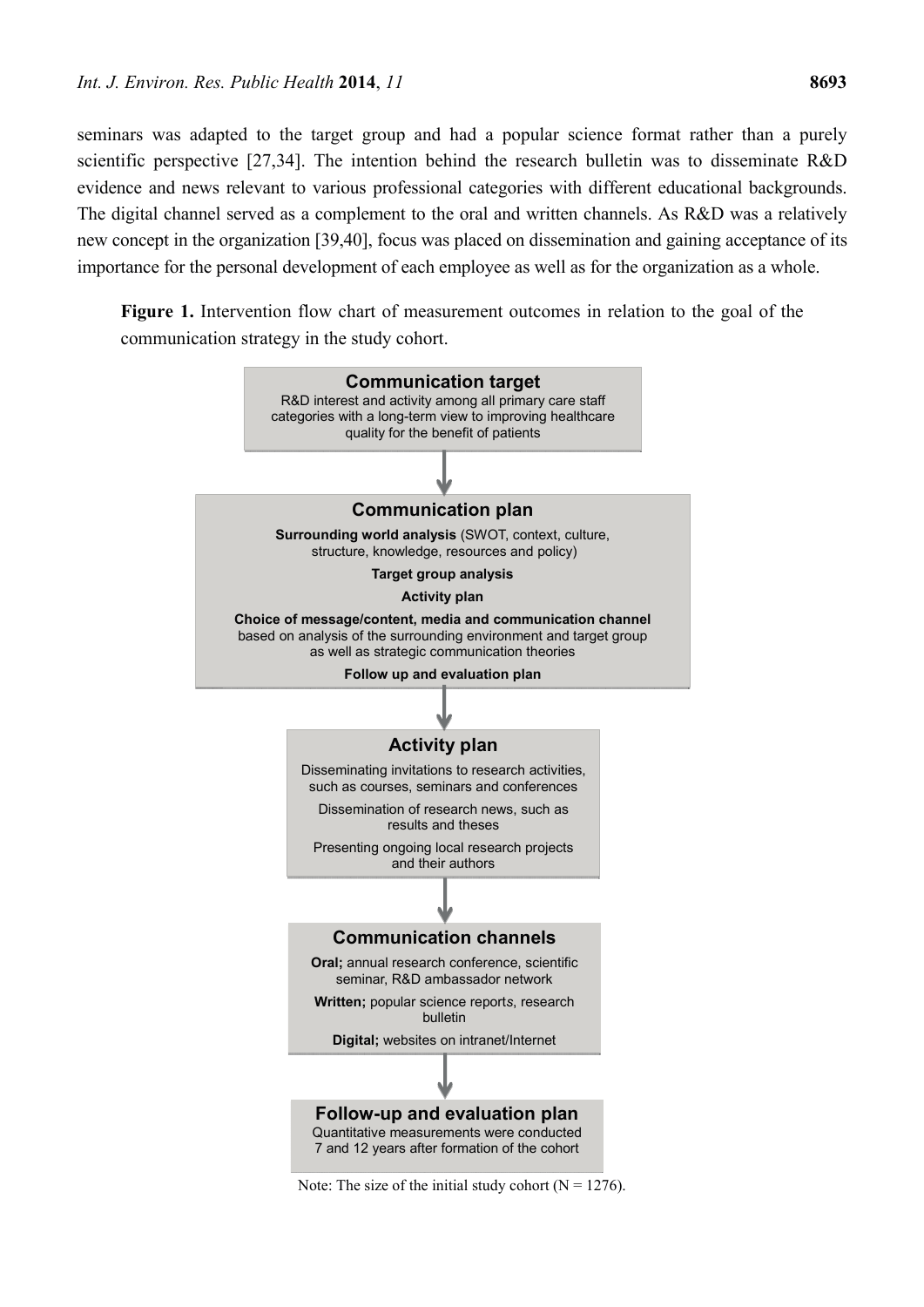seminars was adapted to the target group and had a popular science format rather than a purely scientific perspective [27,34]. The intention behind the research bulletin was to disseminate R&D evidence and news relevant to various professional categories with different educational backgrounds. The digital channel served as a complement to the oral and written channels. As R&D was a relatively new concept in the organization [39,40], focus was placed on dissemination and gaining acceptance of its importance for the personal development of each employee as well as for the organization as a whole.

**Figure 1.** Intervention flow chart of measurement outcomes in relation to the goal of the communication strategy in the study cohort.

**Communication target**

R&D interest and activity among all primary care staff categories with a long-term view to improving healthcare quality for the benefit of patients

↓

**Communication plan**

**Surrounding world analysis** (SWOT, context, culture, structure, knowledge, resources and policy)

**Target group analysis**

**Activity plan**

**Choice of message/content, media and communication channel** based on analysis of the surrounding environment and target group as well as strategic communication theories

**Follow up and evaluation plan**

↓

**Activity plan**

Disseminating invitations to research activities, such as courses, seminars and conferences

Dissemination of research news, such as results and theses

Presenting ongoing local research projects and their authors

↓

**Communication channels**

**Oral;** annual research conference, scientific seminar, R&D ambassador network

**Written;** popular science reports, research bulletin

**Digital;** websites on intranet/Internet

↓

**Follow-up and evaluation plan**

Quantitative measurements were conducted 7 and 12 years after formation of the cohort

Note: The size of the initial study cohort (N = 1276).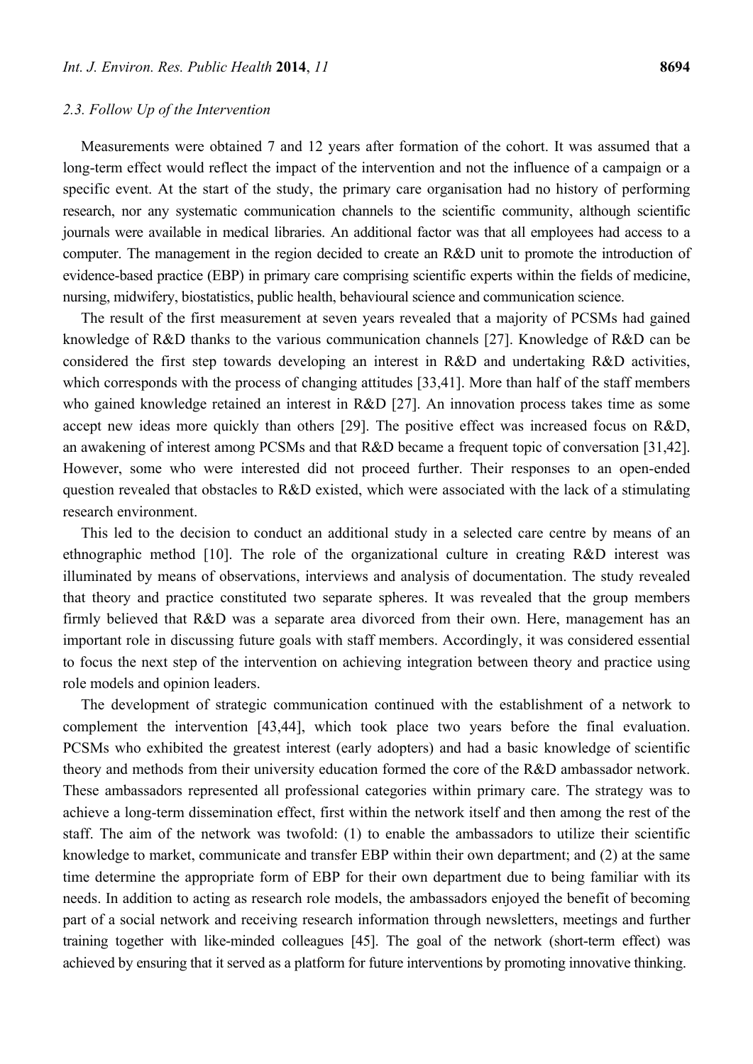### 2.3. Follow Up of the Intervention

Measurements were obtained 7 and 12 years after formation of the cohort. It was assumed that a long-term effect would reflect the impact of the intervention and not the influence of a campaign or a specific event. At the start of the study, the primary care organisation had no history of performing research, nor any systematic communication channels to the scientific community, although scientific journals were available in medical libraries. An additional factor was that all employees had access to a computer. The management in the region decided to create an R&D unit to promote the introduction of evidence-based practice (EBP) in primary care comprising scientific experts within the fields of medicine, nursing, midwifery, biostatistics, public health, behavioural science and communication science.

The result of the first measurement at seven years revealed that a majority of PCSMs had gained knowledge of R&D thanks to the various communication channels [27]. Knowledge of R&D can be considered the first step towards developing an interest in R&D and undertaking R&D activities, which corresponds with the process of changing attitudes [33,41]. More than half of the staff members who gained knowledge retained an interest in R&D [27]. An innovation process takes time as some accept new ideas more quickly than others [29]. The positive effect was increased focus on R&D, an awakening of interest among PCSMs and that R&D became a frequent topic of conversation [31,42]. However, some who were interested did not proceed further. Their responses to an open-ended question revealed that obstacles to R&D existed, which were associated with the lack of a stimulating research environment.

This led to the decision to conduct an additional study in a selected care centre by means of an ethnographic method [10]. The role of the organizational culture in creating R&D interest was illuminated by means of observations, interviews and analysis of documentation. The study revealed that theory and practice constituted two separate spheres. It was revealed that the group members firmly believed that R&D was a separate area divorced from their own. Here, management has an important role in discussing future goals with staff members. Accordingly, it was considered essential to focus the next step of the intervention on achieving integration between theory and practice using role models and opinion leaders.

The development of strategic communication continued with the establishment of a network to complement the intervention [43,44], which took place two years before the final evaluation. PCSMs who exhibited the greatest interest (early adopters) and had a basic knowledge of scientific theory and methods from their university education formed the core of the R&D ambassador network. These ambassadors represented all professional categories within primary care. The strategy was to achieve a long-term dissemination effect, first within the network itself and then among the rest of the staff. The aim of the network was twofold: (1) to enable the ambassadors to utilize their scientific knowledge to market, communicate and transfer EBP within their own department; and (2) at the same time determine the appropriate form of EBP for their own department due to being familiar with its needs. In addition to acting as research role models, the ambassadors enjoyed the benefit of becoming part of a social network and receiving research information through newsletters, meetings and further training together with like-minded colleagues [45]. The goal of the network (short-term effect) was achieved by ensuring that it served as a platform for future interventions by promoting innovative thinking.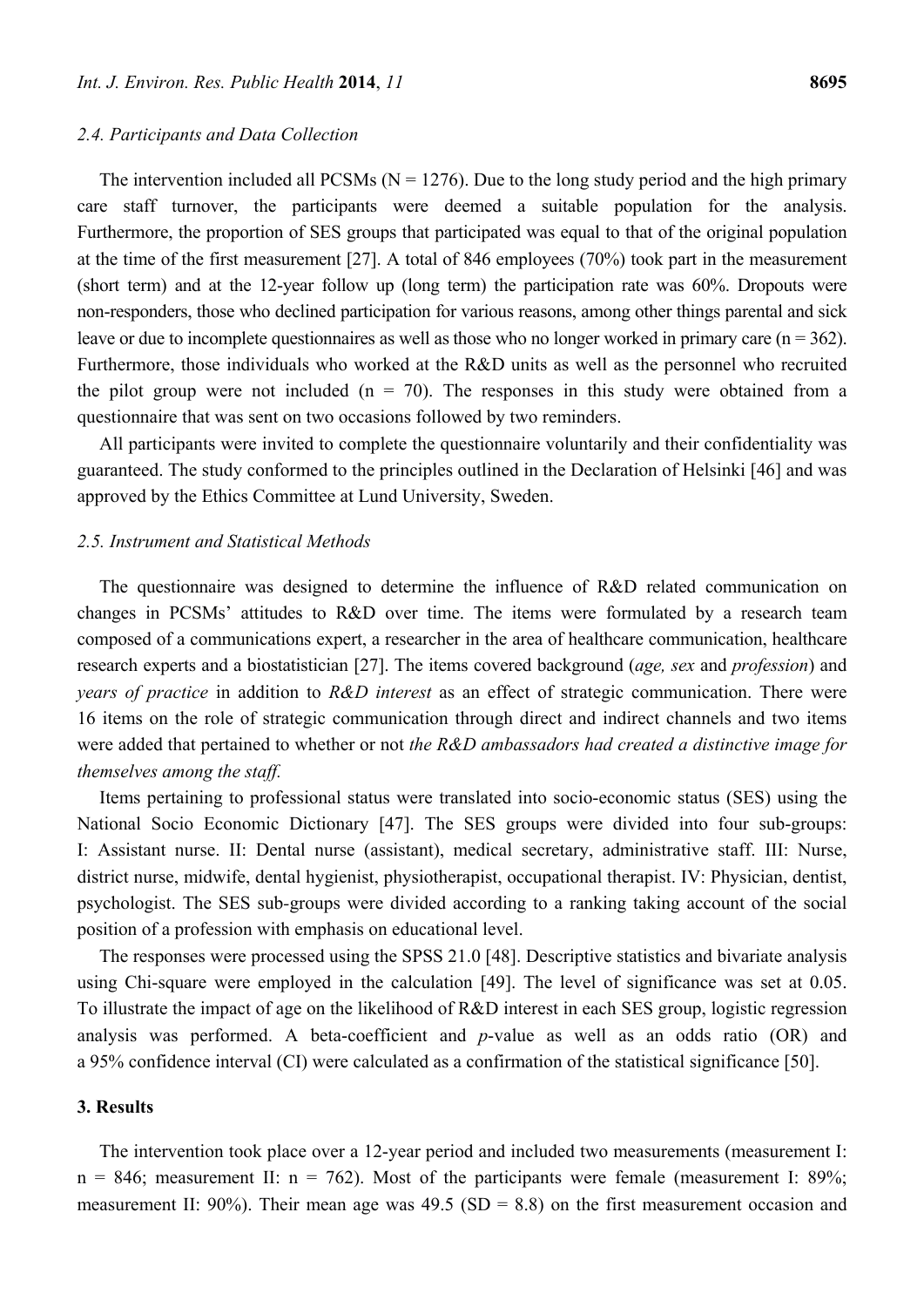### 2.4. Participants and Data Collection

The intervention included all PCSMs (N = 1276). Due to the long study period and the high primary care staff turnover, the participants were deemed a suitable population for the analysis. Furthermore, the proportion of SES groups that participated was equal to that of the original population at the time of the first measurement [27]. A total of 846 employees (70%) took part in the measurement (short term) and at the 12-year follow up (long term) the participation rate was 60%. Dropouts were non-responders, those who declined participation for various reasons, among other things parental and sick leave or due to incomplete questionnaires as well as those who no longer worked in primary care (n = 362). Furthermore, those individuals who worked at the R&D units as well as the personnel who recruited the pilot group were not included (n = 70). The responses in this study were obtained from a questionnaire that was sent on two occasions followed by two reminders.

All participants were invited to complete the questionnaire voluntarily and their confidentiality was guaranteed. The study conformed to the principles outlined in the Declaration of Helsinki [46] and was approved by the Ethics Committee at Lund University, Sweden.

### 2.5. Instrument and Statistical Methods

The questionnaire was designed to determine the influence of R&D related communication on changes in PCSMs' attitudes to R&D over time. The items were formulated by a research team composed of a communications expert, a researcher in the area of healthcare communication, healthcare research experts and a biostatistician [27]. The items covered background (*age, sex* and *profession*) and *years of practice* in addition to *R&D interest* as an effect of strategic communication. There were 16 items on the role of strategic communication through direct and indirect channels and two items were added that pertained to whether or not *the R&D ambassadors had created a distinctive image for themselves among the staff.*

Items pertaining to professional status were translated into socio-economic status (SES) using the National Socio Economic Dictionary [47]. The SES groups were divided into four sub-groups: I: Assistant nurse. II: Dental nurse (assistant), medical secretary, administrative staff. III: Nurse, district nurse, midwife, dental hygienist, physiotherapist, occupational therapist. IV: Physician, dentist, psychologist. The SES sub-groups were divided according to a ranking taking account of the social position of a profession with emphasis on educational level.

The responses were processed using the SPSS 21.0 [48]. Descriptive statistics and bivariate analysis using Chi-square were employed in the calculation [49]. The level of significance was set at 0.05. To illustrate the impact of age on the likelihood of R&D interest in each SES group, logistic regression analysis was performed. A beta-coefficient and *p*-value as well as an odds ratio (OR) and a 95% confidence interval (CI) were calculated as a confirmation of the statistical significance [50].

## 3. Results

The intervention took place over a 12-year period and included two measurements (measurement I: n = 846; measurement II: n = 762). Most of the participants were female (measurement I: 89%; measurement II: 90%). Their mean age was 49.5 (SD = 8.8) on the first measurement occasion and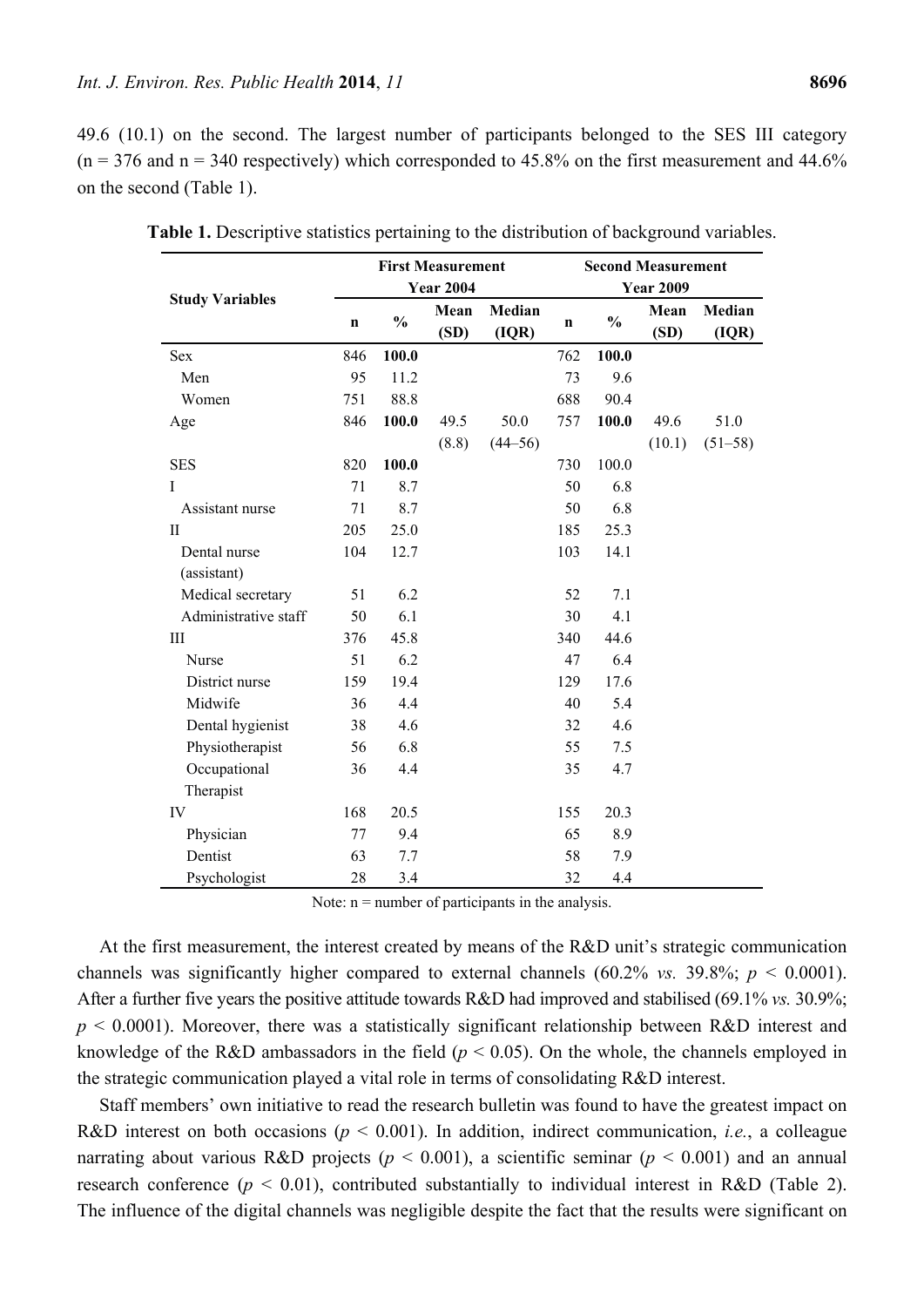49.6 (10.1) on the second. The largest number of participants belonged to the SES III category (n = 376 and n = 340 respectively) which corresponded to 45.8% on the first measurement and 44.6% on the second (Table 1).

**Table 1.** Descriptive statistics pertaining to the distribution of background variables.

| Study Variables | First Measurement Year 2004 | | | | Second Measurement Year 2009 | | | |
|---|---|---|---|---|---|---|---|---|
| | n | % | Mean (SD) | Median (IQR) | n | % | Mean (SD) | Median (IQR) |
| Sex | 846 | **100.0** | | | 762 | **100.0** | | |
| Men | 95 | 11.2 | | | 73 | 9.6 | | |
| Women | 751 | 88.8 | | | 688 | 90.4 | | |
| Age | 846 | **100.0** | 49.5 (8.8) | 50.0 (44–56) | 757 | **100.0** | 49.6 (10.1) | 51.0 (51–58) |
| SES | 820 | **100.0** | | | 730 | 100.0 | | |
| I | 71 | 8.7 | | | 50 | 6.8 | | |
| Assistant nurse | 71 | 8.7 | | | 50 | 6.8 | | |
| II | 205 | 25.0 | | | 185 | 25.3 | | |
| Dental nurse (assistant) | 104 | 12.7 | | | 103 | 14.1 | | |
| Medical secretary | 51 | 6.2 | | | 52 | 7.1 | | |
| Administrative staff | 50 | 6.1 | | | 30 | 4.1 | | |
| III | 376 | 45.8 | | | 340 | 44.6 | | |
| Nurse | 51 | 6.2 | | | 47 | 6.4 | | |
| District nurse | 159 | 19.4 | | | 129 | 17.6 | | |
| Midwife | 36 | 4.4 | | | 40 | 5.4 | | |
| Dental hygienist | 38 | 4.6 | | | 32 | 4.6 | | |
| Physiotherapist | 56 | 6.8 | | | 55 | 7.5 | | |
| Occupational Therapist | 36 | 4.4 | | | 35 | 4.7 | | |
| IV | 168 | 20.5 | | | 155 | 20.3 | | |
| Physician | 77 | 9.4 | | | 65 | 8.9 | | |
| Dentist | 63 | 7.7 | | | 58 | 7.9 | | |
| Psychologist | 28 | 3.4 | | | 32 | 4.4 | | |

Note: n = number of participants in the analysis.

At the first measurement, the interest created by means of the R&D unit's strategic communication channels was significantly higher compared to external channels (60.2% *vs.* 39.8%; $p < 0.0001$). After a further five years the positive attitude towards R&D had improved and stabilised (69.1% *vs.* 30.9%; $p < 0.0001$). Moreover, there was a statistically significant relationship between R&D interest and knowledge of the R&D ambassadors in the field ($p < 0.05$). On the whole, the channels employed in the strategic communication played a vital role in terms of consolidating R&D interest.

Staff members' own initiative to read the research bulletin was found to have the greatest impact on R&D interest on both occasions ($p < 0.001$). In addition, indirect communication, *i.e.*, a colleague narrating about various R&D projects ($p < 0.001$), a scientific seminar ($p < 0.001$) and an annual research conference ($p < 0.01$), contributed substantially to individual interest in R&D (Table 2). The influence of the digital channels was negligible despite the fact that the results were significant on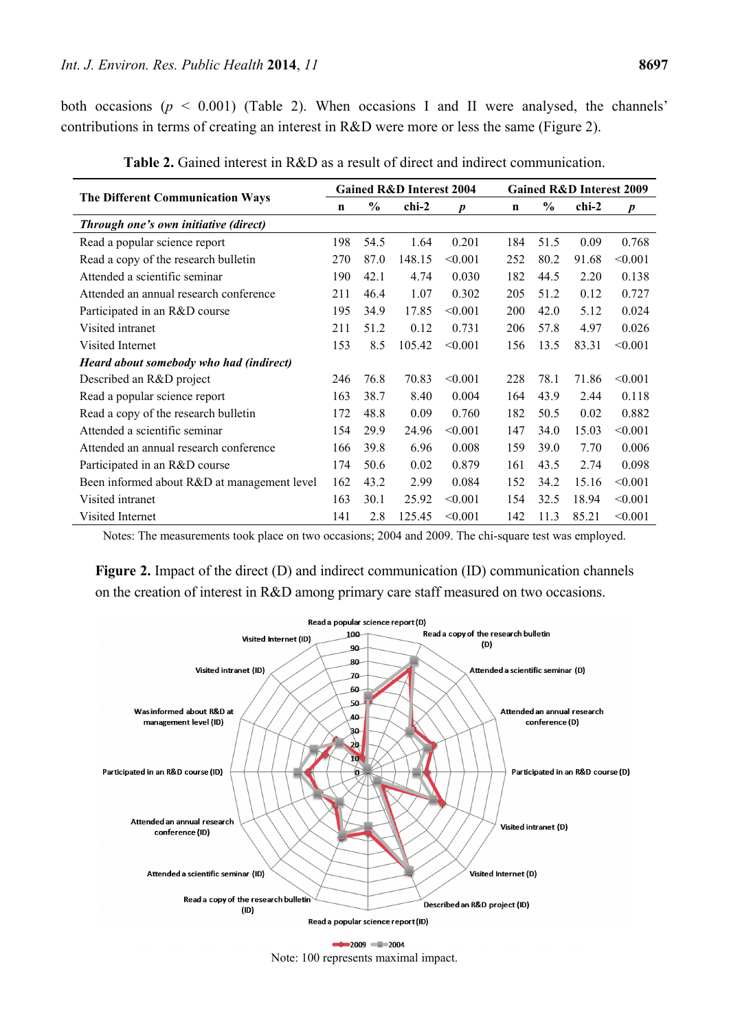both occasions ($p$ < 0.001) (Table 2). When occasions I and II were analysed, the channels' contributions in terms of creating an interest in R&D were more or less the same (Figure 2).

**Table 2.** Gained interest in R&D as a result of direct and indirect communication.

| The Different Communication Ways | Gained R&D Interest 2004 | | | | Gained R&D Interest 2009 | | | |
|---|---|---|---|---|---|---|---|---|
| | n | % | chi-2 | *p* | n | % | chi-2 | *p* |
| ***Through one's own initiative (direct)*** | | | | | | | | |
| Read a popular science report | 198 | 54.5 | 1.64 | 0.201 | 184 | 51.5 | 0.09 | 0.768 |
| Read a copy of the research bulletin | 270 | 87.0 | 148.15 | <0.001 | 252 | 80.2 | 91.68 | <0.001 |
| Attended a scientific seminar | 190 | 42.1 | 4.74 | 0.030 | 182 | 44.5 | 2.20 | 0.138 |
| Attended an annual research conference | 211 | 46.4 | 1.07 | 0.302 | 205 | 51.2 | 0.12 | 0.727 |
| Participated in an R&D course | 195 | 34.9 | 17.85 | <0.001 | 200 | 42.0 | 5.12 | 0.024 |
| Visited intranet | 211 | 51.2 | 0.12 | 0.731 | 206 | 57.8 | 4.97 | 0.026 |
| Visited Internet | 153 | 8.5 | 105.42 | <0.001 | 156 | 13.5 | 83.31 | <0.001 |
| ***Heard about somebody who had (indirect)*** | | | | | | | | |
| Described an R&D project | 246 | 76.8 | 70.83 | <0.001 | 228 | 78.1 | 71.86 | <0.001 |
| Read a popular science report | 163 | 38.7 | 8.40 | 0.004 | 164 | 43.9 | 2.44 | 0.118 |
| Read a copy of the research bulletin | 172 | 48.8 | 0.09 | 0.760 | 182 | 50.5 | 0.02 | 0.882 |
| Attended a scientific seminar | 154 | 29.9 | 24.96 | <0.001 | 147 | 34.0 | 15.03 | <0.001 |
| Attended an annual research conference | 166 | 39.8 | 6.96 | 0.008 | 159 | 39.0 | 7.70 | 0.006 |
| Participated in an R&D course | 174 | 50.6 | 0.02 | 0.879 | 161 | 43.5 | 2.74 | 0.098 |
| Been informed about R&D at management level | 162 | 43.2 | 2.99 | 0.084 | 152 | 34.2 | 15.16 | <0.001 |
| Visited intranet | 163 | 30.1 | 25.92 | <0.001 | 154 | 32.5 | 18.94 | <0.001 |
| Visited Internet | 141 | 2.8 | 125.45 | <0.001 | 142 | 11.3 | 85.21 | <0.001 |

Notes: The measurements took place on two occasions; 2004 and 2009. The chi-square test was employed.

**Figure 2.** Impact of the direct (D) and indirect communication (ID) communication channels on the creation of interest in R&D among primary care staff measured on two occasions.

Note: 100 represents maximal impact.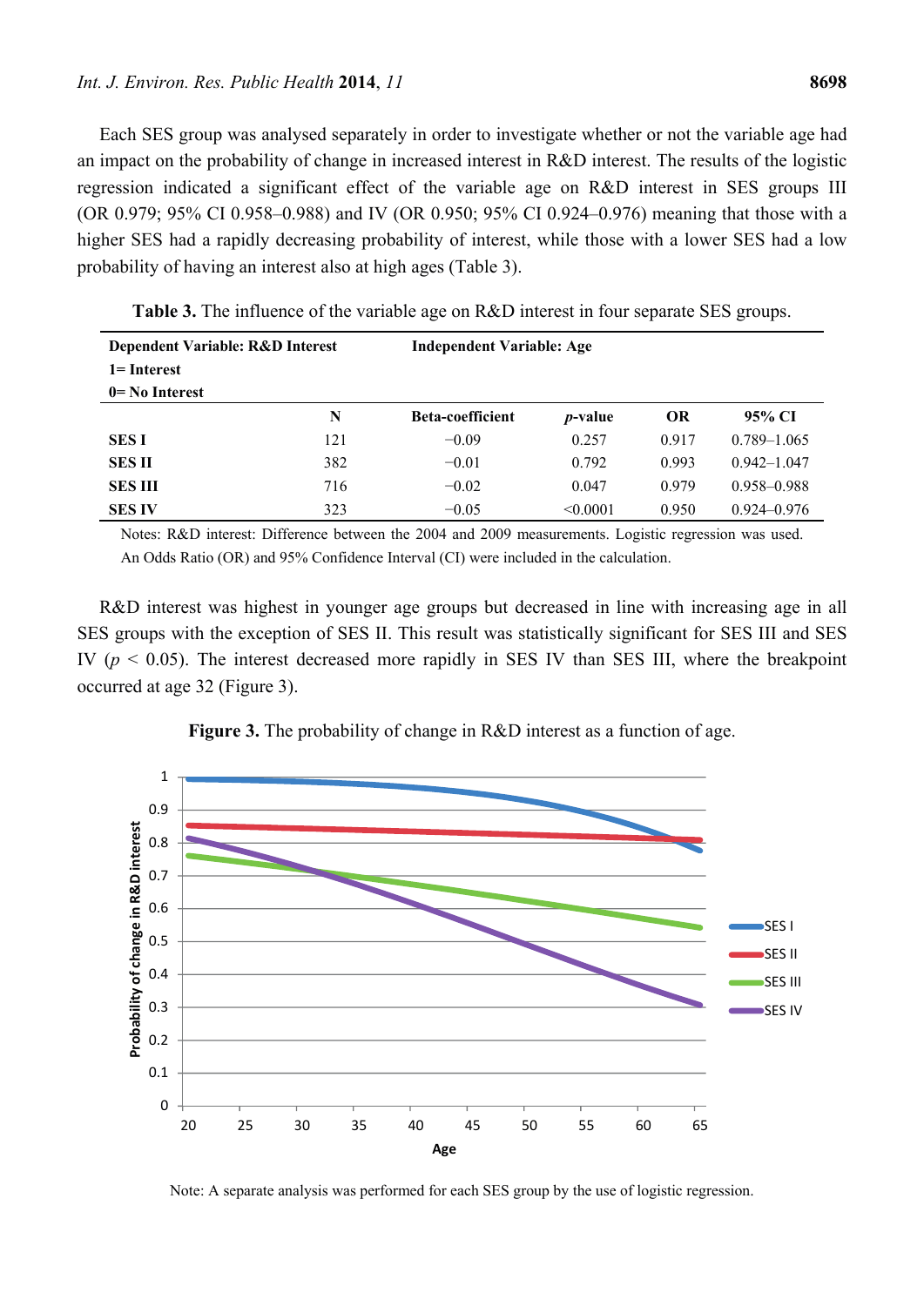Each SES group was analysed separately in order to investigate whether or not the variable age had an impact on the probability of change in increased interest in R&D interest. The results of the logistic regression indicated a significant effect of the variable age on R&D interest in SES groups III (OR 0.979; 95% CI 0.958–0.988) and IV (OR 0.950; 95% CI 0.924–0.976) meaning that those with a higher SES had a rapidly decreasing probability of interest, while those with a lower SES had a low probability of having an interest also at high ages (Table 3).

**Table 3.** The influence of the variable age on R&D interest in four separate SES groups.

| **Dependent Variable: R&D Interest 1= Interest 0= No Interest** | | **Independent Variable: Age** | | | |
|---|---|---|---|---|---|
| | **N** | **Beta-coefficient** | ***p*-value** | **OR** | **95% CI** |
| **SES I** | 121 | −0.09 | 0.257 | 0.917 | 0.789–1.065 |
| **SES II** | 382 | −0.01 | 0.792 | 0.993 | 0.942–1.047 |
| **SES III** | 716 | −0.02 | 0.047 | 0.979 | 0.958–0.988 |
| **SES IV** | 323 | −0.05 | <0.0001 | 0.950 | 0.924–0.976 |

Notes: R&D interest: Difference between the 2004 and 2009 measurements. Logistic regression was used. An Odds Ratio (OR) and 95% Confidence Interval (CI) were included in the calculation.

R&D interest was highest in younger age groups but decreased in line with increasing age in all SES groups with the exception of SES II. This result was statistically significant for SES III and SES IV ($p < 0.05$). The interest decreased more rapidly in SES IV than SES III, where the breakpoint occurred at age 32 (Figure 3).

**Figure 3.** The probability of change in R&D interest as a function of age.

Note: A separate analysis was performed for each SES group by the use of logistic regression.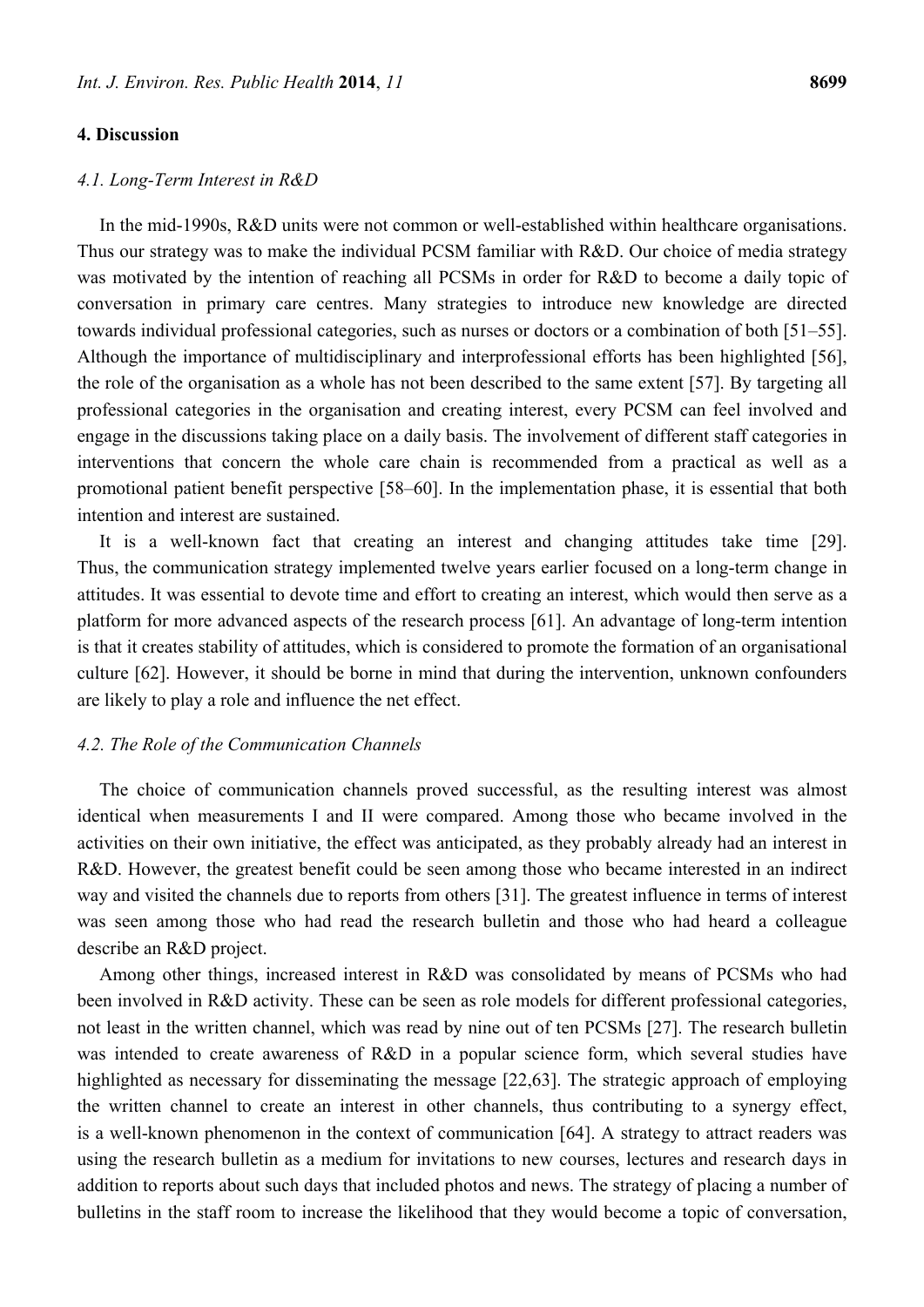## 4. Discussion

### *4.1. Long-Term Interest in R&D*

In the mid-1990s, R&D units were not common or well-established within healthcare organisations. Thus our strategy was to make the individual PCSM familiar with R&D. Our choice of media strategy was motivated by the intention of reaching all PCSMs in order for R&D to become a daily topic of conversation in primary care centres. Many strategies to introduce new knowledge are directed towards individual professional categories, such as nurses or doctors or a combination of both [51–55]. Although the importance of multidisciplinary and interprofessional efforts has been highlighted [56], the role of the organisation as a whole has not been described to the same extent [57]. By targeting all professional categories in the organisation and creating interest, every PCSM can feel involved and engage in the discussions taking place on a daily basis. The involvement of different staff categories in interventions that concern the whole care chain is recommended from a practical as well as a promotional patient benefit perspective [58–60]. In the implementation phase, it is essential that both intention and interest are sustained.

It is a well-known fact that creating an interest and changing attitudes take time [29]. Thus, the communication strategy implemented twelve years earlier focused on a long-term change in attitudes. It was essential to devote time and effort to creating an interest, which would then serve as a platform for more advanced aspects of the research process [61]. An advantage of long-term intention is that it creates stability of attitudes, which is considered to promote the formation of an organisational culture [62]. However, it should be borne in mind that during the intervention, unknown confounders are likely to play a role and influence the net effect.

### *4.2. The Role of the Communication Channels*

The choice of communication channels proved successful, as the resulting interest was almost identical when measurements I and II were compared. Among those who became involved in the activities on their own initiative, the effect was anticipated, as they probably already had an interest in R&D. However, the greatest benefit could be seen among those who became interested in an indirect way and visited the channels due to reports from others [31]. The greatest influence in terms of interest was seen among those who had read the research bulletin and those who had heard a colleague describe an R&D project.

Among other things, increased interest in R&D was consolidated by means of PCSMs who had been involved in R&D activity. These can be seen as role models for different professional categories, not least in the written channel, which was read by nine out of ten PCSMs [27]. The research bulletin was intended to create awareness of R&D in a popular science form, which several studies have highlighted as necessary for disseminating the message [22,63]. The strategic approach of employing the written channel to create an interest in other channels, thus contributing to a synergy effect, is a well-known phenomenon in the context of communication [64]. A strategy to attract readers was using the research bulletin as a medium for invitations to new courses, lectures and research days in addition to reports about such days that included photos and news. The strategy of placing a number of bulletins in the staff room to increase the likelihood that they would become a topic of conversation,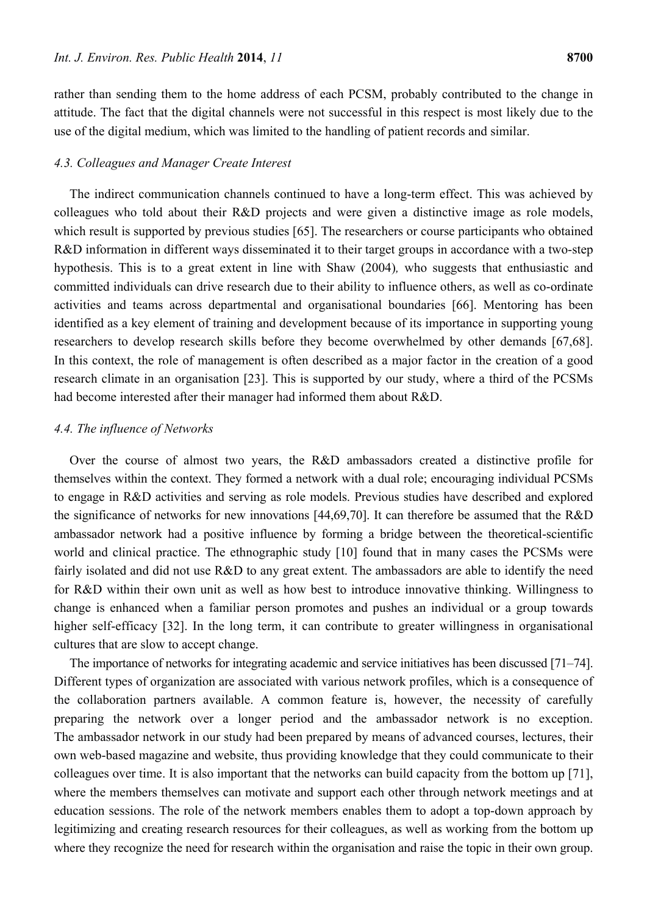rather than sending them to the home address of each PCSM, probably contributed to the change in attitude. The fact that the digital channels were not successful in this respect is most likely due to the use of the digital medium, which was limited to the handling of patient records and similar.

### *4.3. Colleagues and Manager Create Interest*

The indirect communication channels continued to have a long-term effect. This was achieved by colleagues who told about their R&D projects and were given a distinctive image as role models, which result is supported by previous studies [65]. The researchers or course participants who obtained R&D information in different ways disseminated it to their target groups in accordance with a two-step hypothesis. This is to a great extent in line with Shaw (2004)*,* who suggests that enthusiastic and committed individuals can drive research due to their ability to influence others, as well as co-ordinate activities and teams across departmental and organisational boundaries [66]. Mentoring has been identified as a key element of training and development because of its importance in supporting young researchers to develop research skills before they become overwhelmed by other demands [67,68]. In this context, the role of management is often described as a major factor in the creation of a good research climate in an organisation [23]. This is supported by our study, where a third of the PCSMs had become interested after their manager had informed them about R&D.

### *4.4. The influence of Networks*

Over the course of almost two years, the R&D ambassadors created a distinctive profile for themselves within the context. They formed a network with a dual role; encouraging individual PCSMs to engage in R&D activities and serving as role models. Previous studies have described and explored the significance of networks for new innovations [44,69,70]. It can therefore be assumed that the R&D ambassador network had a positive influence by forming a bridge between the theoretical-scientific world and clinical practice. The ethnographic study [10] found that in many cases the PCSMs were fairly isolated and did not use R&D to any great extent. The ambassadors are able to identify the need for R&D within their own unit as well as how best to introduce innovative thinking. Willingness to change is enhanced when a familiar person promotes and pushes an individual or a group towards higher self-efficacy [32]. In the long term, it can contribute to greater willingness in organisational cultures that are slow to accept change.

The importance of networks for integrating academic and service initiatives has been discussed [71–74]. Different types of organization are associated with various network profiles, which is a consequence of the collaboration partners available. A common feature is, however, the necessity of carefully preparing the network over a longer period and the ambassador network is no exception. The ambassador network in our study had been prepared by means of advanced courses, lectures, their own web-based magazine and website, thus providing knowledge that they could communicate to their colleagues over time. It is also important that the networks can build capacity from the bottom up [71], where the members themselves can motivate and support each other through network meetings and at education sessions. The role of the network members enables them to adopt a top-down approach by legitimizing and creating research resources for their colleagues, as well as working from the bottom up where they recognize the need for research within the organisation and raise the topic in their own group.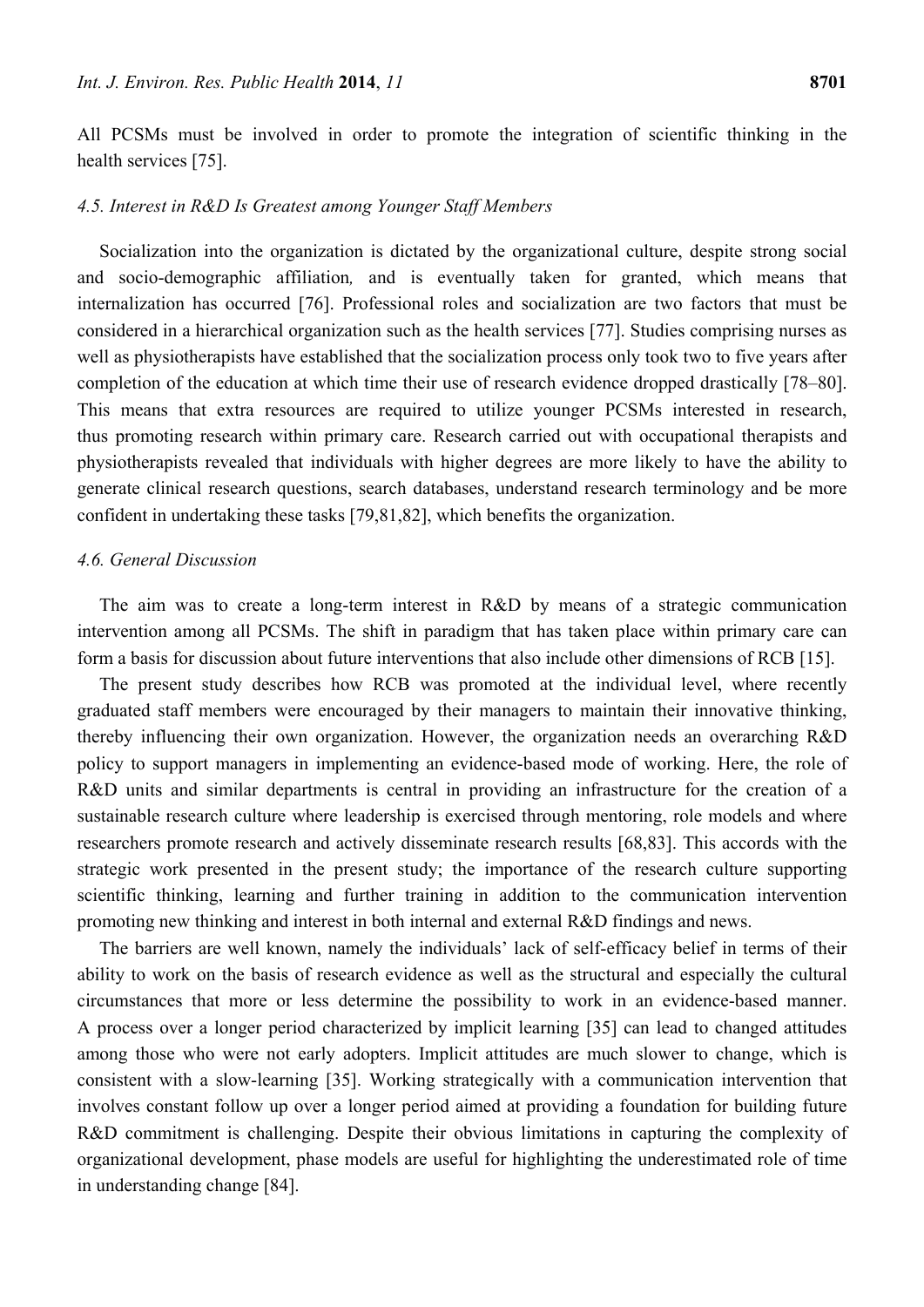All PCSMs must be involved in order to promote the integration of scientific thinking in the health services [75].

### *4.5. Interest in R&D Is Greatest among Younger Staff Members*

Socialization into the organization is dictated by the organizational culture, despite strong social and socio-demographic affiliation*,* and is eventually taken for granted, which means that internalization has occurred [76]. Professional roles and socialization are two factors that must be considered in a hierarchical organization such as the health services [77]. Studies comprising nurses as well as physiotherapists have established that the socialization process only took two to five years after completion of the education at which time their use of research evidence dropped drastically [78–80]. This means that extra resources are required to utilize younger PCSMs interested in research, thus promoting research within primary care. Research carried out with occupational therapists and physiotherapists revealed that individuals with higher degrees are more likely to have the ability to generate clinical research questions, search databases, understand research terminology and be more confident in undertaking these tasks [79,81,82], which benefits the organization.

### *4.6. General Discussion*

The aim was to create a long-term interest in R&D by means of a strategic communication intervention among all PCSMs. The shift in paradigm that has taken place within primary care can form a basis for discussion about future interventions that also include other dimensions of RCB [15].

The present study describes how RCB was promoted at the individual level, where recently graduated staff members were encouraged by their managers to maintain their innovative thinking, thereby influencing their own organization. However, the organization needs an overarching R&D policy to support managers in implementing an evidence-based mode of working. Here, the role of R&D units and similar departments is central in providing an infrastructure for the creation of a sustainable research culture where leadership is exercised through mentoring, role models and where researchers promote research and actively disseminate research results [68,83]. This accords with the strategic work presented in the present study; the importance of the research culture supporting scientific thinking, learning and further training in addition to the communication intervention promoting new thinking and interest in both internal and external R&D findings and news.

The barriers are well known, namely the individuals' lack of self-efficacy belief in terms of their ability to work on the basis of research evidence as well as the structural and especially the cultural circumstances that more or less determine the possibility to work in an evidence-based manner. A process over a longer period characterized by implicit learning [35] can lead to changed attitudes among those who were not early adopters. Implicit attitudes are much slower to change, which is consistent with a slow-learning [35]. Working strategically with a communication intervention that involves constant follow up over a longer period aimed at providing a foundation for building future R&D commitment is challenging. Despite their obvious limitations in capturing the complexity of organizational development, phase models are useful for highlighting the underestimated role of time in understanding change [84].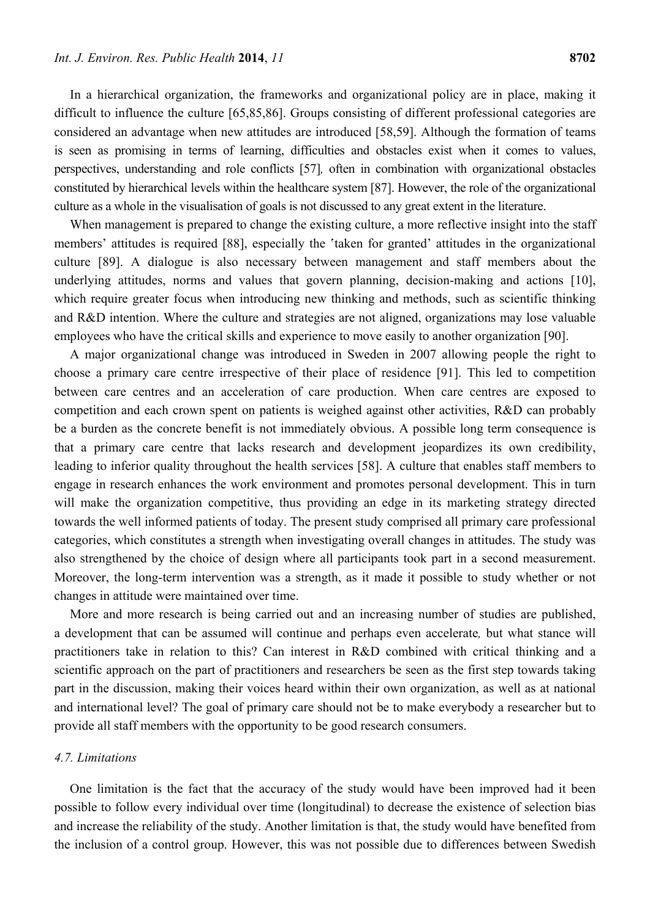In a hierarchical organization, the frameworks and organizational policy are in place, making it difficult to influence the culture [65,85,86]. Groups consisting of different professional categories are considered an advantage when new attitudes are introduced [58,59]. Although the formation of teams is seen as promising in terms of learning, difficulties and obstacles exist when it comes to values, perspectives, understanding and role conflicts [57], often in combination with organizational obstacles constituted by hierarchical levels within the healthcare system [87]. However, the role of the organizational culture as a whole in the visualisation of goals is not discussed to any great extent in the literature.

When management is prepared to change the existing culture, a more reflective insight into the staff members' attitudes is required [88], especially the 'taken for granted' attitudes in the organizational culture [89]. A dialogue is also necessary between management and staff members about the underlying attitudes, norms and values that govern planning, decision-making and actions [10], which require greater focus when introducing new thinking and methods, such as scientific thinking and R&D intention. Where the culture and strategies are not aligned, organizations may lose valuable employees who have the critical skills and experience to move easily to another organization [90].

A major organizational change was introduced in Sweden in 2007 allowing people the right to choose a primary care centre irrespective of their place of residence [91]. This led to competition between care centres and an acceleration of care production. When care centres are exposed to competition and each crown spent on patients is weighed against other activities, R&D can probably be a burden as the concrete benefit is not immediately obvious. A possible long term consequence is that a primary care centre that lacks research and development jeopardizes its own credibility, leading to inferior quality throughout the health services [58]. A culture that enables staff members to engage in research enhances the work environment and promotes personal development. This in turn will make the organization competitive, thus providing an edge in its marketing strategy directed towards the well informed patients of today. The present study comprised all primary care professional categories, which constitutes a strength when investigating overall changes in attitudes. The study was also strengthened by the choice of design where all participants took part in a second measurement. Moreover, the long-term intervention was a strength, as it made it possible to study whether or not changes in attitude were maintained over time.

More and more research is being carried out and an increasing number of studies are published, a development that can be assumed will continue and perhaps even accelerate, but what stance will practitioners take in relation to this? Can interest in R&D combined with critical thinking and a scientific approach on the part of practitioners and researchers be seen as the first step towards taking part in the discussion, making their voices heard within their own organization, as well as at national and international level? The goal of primary care should not be to make everybody a researcher but to provide all staff members with the opportunity to be good research consumers.

### *4.7. Limitations*

One limitation is the fact that the accuracy of the study would have been improved had it been possible to follow every individual over time (longitudinal) to decrease the existence of selection bias and increase the reliability of the study. Another limitation is that, the study would have benefited from the inclusion of a control group. However, this was not possible due to differences between Swedish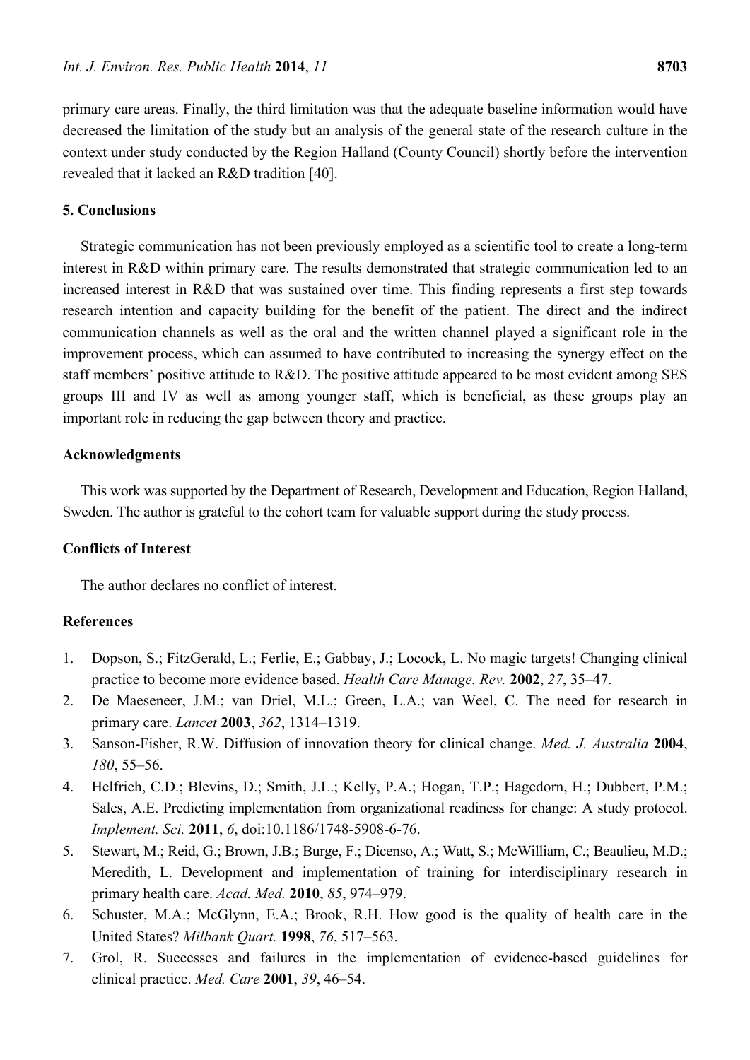primary care areas. Finally, the third limitation was that the adequate baseline information would have decreased the limitation of the study but an analysis of the general state of the research culture in the context under study conducted by the Region Halland (County Council) shortly before the intervention revealed that it lacked an R&D tradition [40].

## 5. Conclusions

Strategic communication has not been previously employed as a scientific tool to create a long-term interest in R&D within primary care. The results demonstrated that strategic communication led to an increased interest in R&D that was sustained over time. This finding represents a first step towards research intention and capacity building for the benefit of the patient. The direct and the indirect communication channels as well as the oral and the written channel played a significant role in the improvement process, which can assumed to have contributed to increasing the synergy effect on the staff members' positive attitude to R&D. The positive attitude appeared to be most evident among SES groups III and IV as well as among younger staff, which is beneficial, as these groups play an important role in reducing the gap between theory and practice.

## Acknowledgments

This work was supported by the Department of Research, Development and Education, Region Halland, Sweden. The author is grateful to the cohort team for valuable support during the study process.

## Conflicts of Interest

The author declares no conflict of interest.

## References

1. Dopson, S.; FitzGerald, L.; Ferlie, E.; Gabbay, J.; Locock, L. No magic targets! Changing clinical practice to become more evidence based. *Health Care Manage. Rev.* **2002**, *27*, 35–47.
2. De Maeseneer, J.M.; van Driel, M.L.; Green, L.A.; van Weel, C. The need for research in primary care. *Lancet* **2003**, *362*, 1314–1319.
3. Sanson-Fisher, R.W. Diffusion of innovation theory for clinical change. *Med. J. Australia* **2004**, *180*, 55–56.
4. Helfrich, C.D.; Blevins, D.; Smith, J.L.; Kelly, P.A.; Hogan, T.P.; Hagedorn, H.; Dubbert, P.M.; Sales, A.E. Predicting implementation from organizational readiness for change: A study protocol. *Implement. Sci.* **2011**, *6*, doi:10.1186/1748-5908-6-76.
5. Stewart, M.; Reid, G.; Brown, J.B.; Burge, F.; Dicenso, A.; Watt, S.; McWilliam, C.; Beaulieu, M.D.; Meredith, L. Development and implementation of training for interdisciplinary research in primary health care. *Acad. Med.* **2010**, *85*, 974–979.
6. Schuster, M.A.; McGlynn, E.A.; Brook, R.H. How good is the quality of health care in the United States? *Milbank Quart.* **1998**, *76*, 517–563.
7. Grol, R. Successes and failures in the implementation of evidence-based guidelines for clinical practice. *Med. Care* **2001**, *39*, 46–54.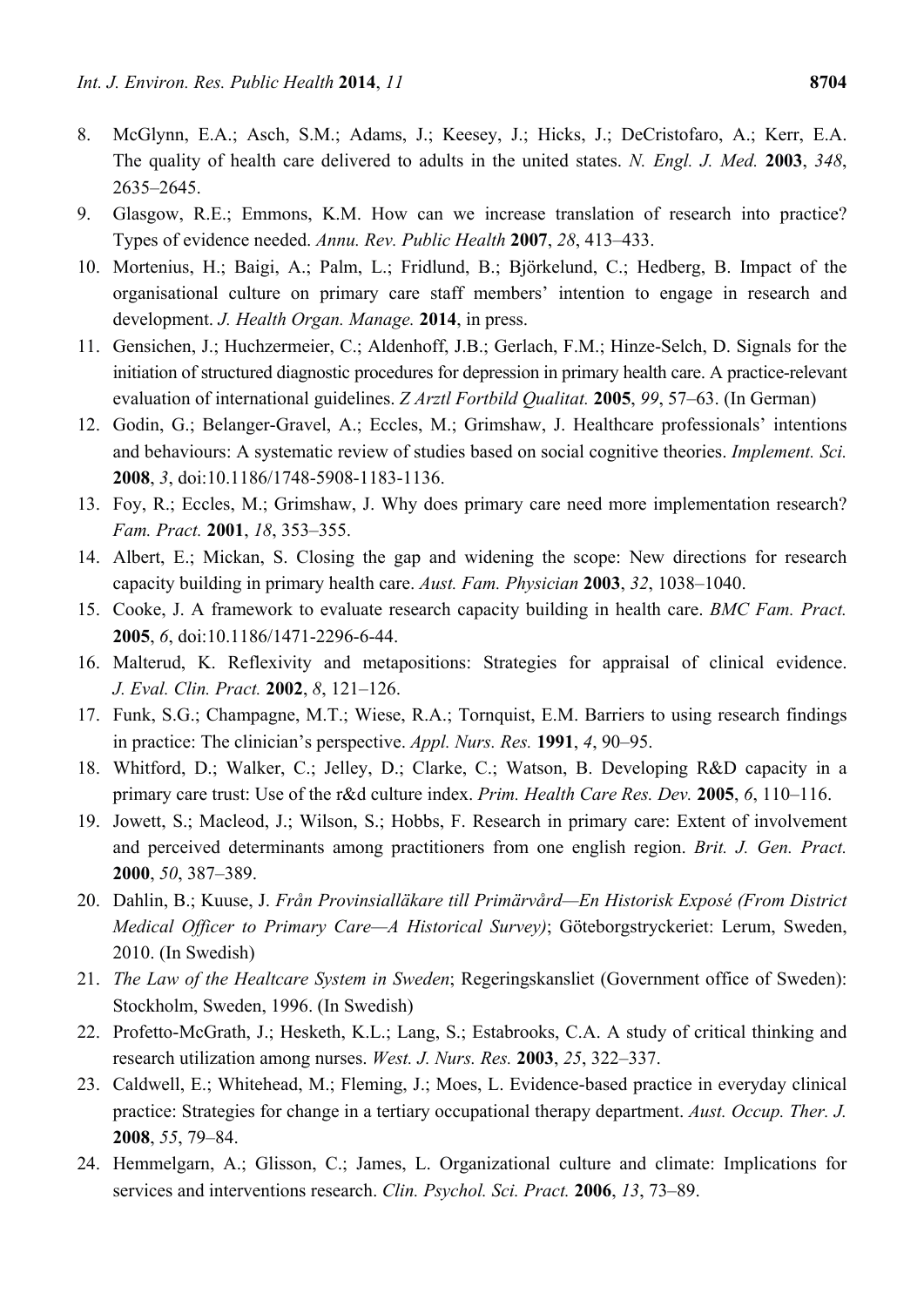8. McGlynn, E.A.; Asch, S.M.; Adams, J.; Keesey, J.; Hicks, J.; DeCristofaro, A.; Kerr, E.A. The quality of health care delivered to adults in the united states. *N. Engl. J. Med.* **2003**, *348*, 2635–2645.
9. Glasgow, R.E.; Emmons, K.M. How can we increase translation of research into practice? Types of evidence needed. *Annu. Rev. Public Health* **2007**, *28*, 413–433.
10. Mortenius, H.; Baigi, A.; Palm, L.; Fridlund, B.; Björkelund, C.; Hedberg, B. Impact of the organisational culture on primary care staff members' intention to engage in research and development. *J. Health Organ. Manage.* **2014**, in press.
11. Gensichen, J.; Huchzermeier, C.; Aldenhoff, J.B.; Gerlach, F.M.; Hinze-Selch, D. Signals for the initiation of structured diagnostic procedures for depression in primary health care. A practice-relevant evaluation of international guidelines. *Z Arztl Fortbild Qualitat.* **2005**, *99*, 57–63. (In German)
12. Godin, G.; Belanger-Gravel, A.; Eccles, M.; Grimshaw, J. Healthcare professionals' intentions and behaviours: A systematic review of studies based on social cognitive theories. *Implement. Sci.* **2008**, *3*, doi:10.1186/1748-5908-1183-1136.
13. Foy, R.; Eccles, M.; Grimshaw, J. Why does primary care need more implementation research? *Fam. Pract.* **2001**, *18*, 353–355.
14. Albert, E.; Mickan, S. Closing the gap and widening the scope: New directions for research capacity building in primary health care. *Aust. Fam. Physician* **2003**, *32*, 1038–1040.
15. Cooke, J. A framework to evaluate research capacity building in health care. *BMC Fam. Pract.* **2005**, *6*, doi:10.1186/1471-2296-6-44.
16. Malterud, K. Reflexivity and metapositions: Strategies for appraisal of clinical evidence. *J. Eval. Clin. Pract.* **2002**, *8*, 121–126.
17. Funk, S.G.; Champagne, M.T.; Wiese, R.A.; Tornquist, E.M. Barriers to using research findings in practice: The clinician's perspective. *Appl. Nurs. Res.* **1991**, *4*, 90–95.
18. Whitford, D.; Walker, C.; Jelley, D.; Clarke, C.; Watson, B. Developing R&D capacity in a primary care trust: Use of the r&d culture index. *Prim. Health Care Res. Dev.* **2005**, *6*, 110–116.
19. Jowett, S.; Macleod, J.; Wilson, S.; Hobbs, F. Research in primary care: Extent of involvement and perceived determinants among practitioners from one english region. *Brit. J. Gen. Pract.* **2000**, *50*, 387–389.
20. Dahlin, B.; Kuuse, J. *Från Provinsialläkare till Primärvård—En Historisk Exposé (From District Medical Officer to Primary Care—A Historical Survey)*; Göteborgstryckeriet: Lerum, Sweden, 2010. (In Swedish)
21. *The Law of the Healtcare System in Sweden*; Regeringskansliet (Government office of Sweden): Stockholm, Sweden, 1996. (In Swedish)
22. Profetto-McGrath, J.; Hesketh, K.L.; Lang, S.; Estabrooks, C.A. A study of critical thinking and research utilization among nurses. *West. J. Nurs. Res.* **2003**, *25*, 322–337.
23. Caldwell, E.; Whitehead, M.; Fleming, J.; Moes, L. Evidence-based practice in everyday clinical practice: Strategies for change in a tertiary occupational therapy department. *Aust. Occup. Ther. J.* **2008**, *55*, 79–84.
24. Hemmelgarn, A.; Glisson, C.; James, L. Organizational culture and climate: Implications for services and interventions research. *Clin. Psychol. Sci. Pract.* **2006**, *13*, 73–89.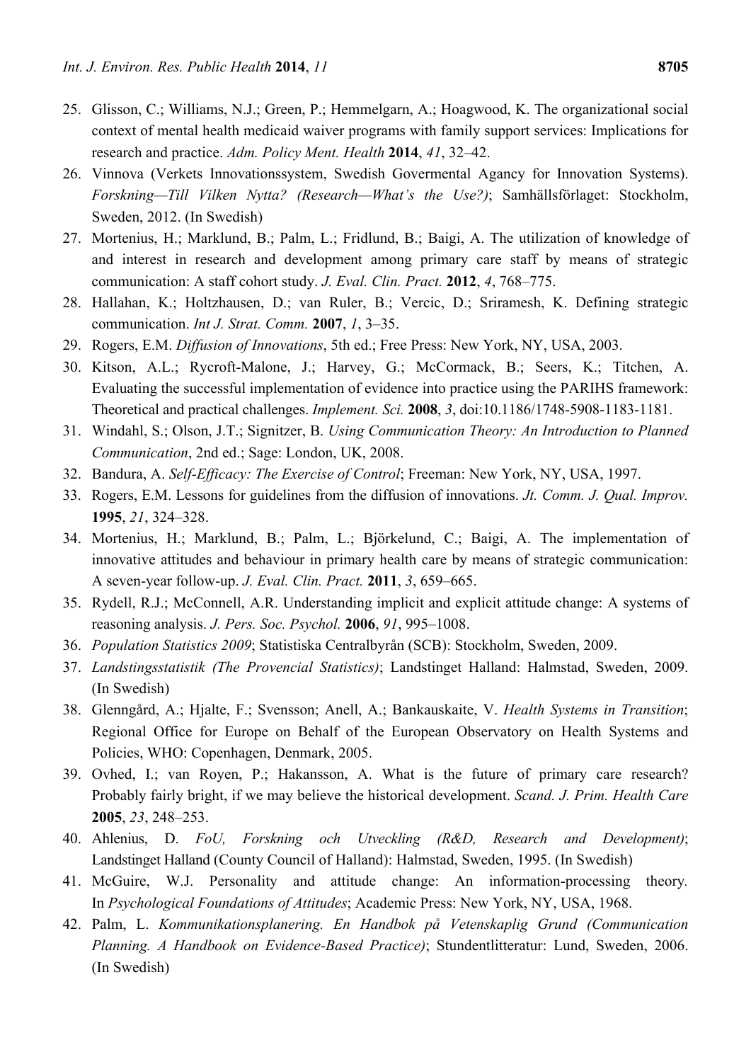25. Glisson, C.; Williams, N.J.; Green, P.; Hemmelgarn, A.; Hoagwood, K. The organizational social context of mental health medicaid waiver programs with family support services: Implications for research and practice. *Adm. Policy Ment. Health* **2014**, *41*, 32–42.
26. Vinnova (Verkets Innovationssystem, Swedish Govermental Agancy for Innovation Systems). *Forskning—Till Vilken Nytta? (Research—What's the Use?)*; Samhällsförlaget: Stockholm, Sweden, 2012. (In Swedish)
27. Mortenius, H.; Marklund, B.; Palm, L.; Fridlund, B.; Baigi, A. The utilization of knowledge of and interest in research and development among primary care staff by means of strategic communication: A staff cohort study. *J. Eval. Clin. Pract.* **2012**, *4*, 768–775.
28. Hallahan, K.; Holtzhausen, D.; van Ruler, B.; Vercic, D.; Sriramesh, K. Defining strategic communication. *Int J. Strat. Comm.* **2007**, *1*, 3–35.
29. Rogers, E.M. *Diffusion of Innovations*, 5th ed.; Free Press: New York, NY, USA, 2003.
30. Kitson, A.L.; Rycroft-Malone, J.; Harvey, G.; McCormack, B.; Seers, K.; Titchen, A. Evaluating the successful implementation of evidence into practice using the PARIHS framework: Theoretical and practical challenges. *Implement. Sci.* **2008**, *3*, doi:10.1186/1748-5908-1183-1181.
31. Windahl, S.; Olson, J.T.; Signitzer, B. *Using Communication Theory: An Introduction to Planned Communication*, 2nd ed.; Sage: London, UK, 2008.
32. Bandura, A. *Self-Efficacy: The Exercise of Control*; Freeman: New York, NY, USA, 1997.
33. Rogers, E.M. Lessons for guidelines from the diffusion of innovations. *Jt. Comm. J. Qual. Improv.* **1995**, *21*, 324–328.
34. Mortenius, H.; Marklund, B.; Palm, L.; Björkelund, C.; Baigi, A. The implementation of innovative attitudes and behaviour in primary health care by means of strategic communication: A seven-year follow-up. *J. Eval. Clin. Pract.* **2011**, *3*, 659–665.
35. Rydell, R.J.; McConnell, A.R. Understanding implicit and explicit attitude change: A systems of reasoning analysis. *J. Pers. Soc. Psychol.* **2006**, *91*, 995–1008.
36. *Population Statistics 2009*; Statistiska Centralbyrån (SCB): Stockholm, Sweden, 2009.
37. *Landstingsstatistik (The Provencial Statistics)*; Landstinget Halland: Halmstad, Sweden, 2009. (In Swedish)
38. Glenngård, A.; Hjalte, F.; Svensson; Anell, A.; Bankauskaite, V. *Health Systems in Transition*; Regional Office for Europe on Behalf of the European Observatory on Health Systems and Policies, WHO: Copenhagen, Denmark, 2005.
39. Ovhed, I.; van Royen, P.; Hakansson, A. What is the future of primary care research? Probably fairly bright, if we may believe the historical development. *Scand. J. Prim. Health Care* **2005**, *23*, 248–253.
40. Ahlenius, D. *FoU, Forskning och Utveckling (R&D, Research and Development)*; Landstinget Halland (County Council of Halland): Halmstad, Sweden, 1995. (In Swedish)
41. McGuire, W.J. Personality and attitude change: An information-processing theory. In *Psychological Foundations of Attitudes*; Academic Press: New York, NY, USA, 1968.
42. Palm, L. *Kommunikationsplanering. En Handbok på Vetenskaplig Grund (Communication Planning. A Handbook on Evidence-Based Practice)*; Stundentlitteratur: Lund, Sweden, 2006. (In Swedish)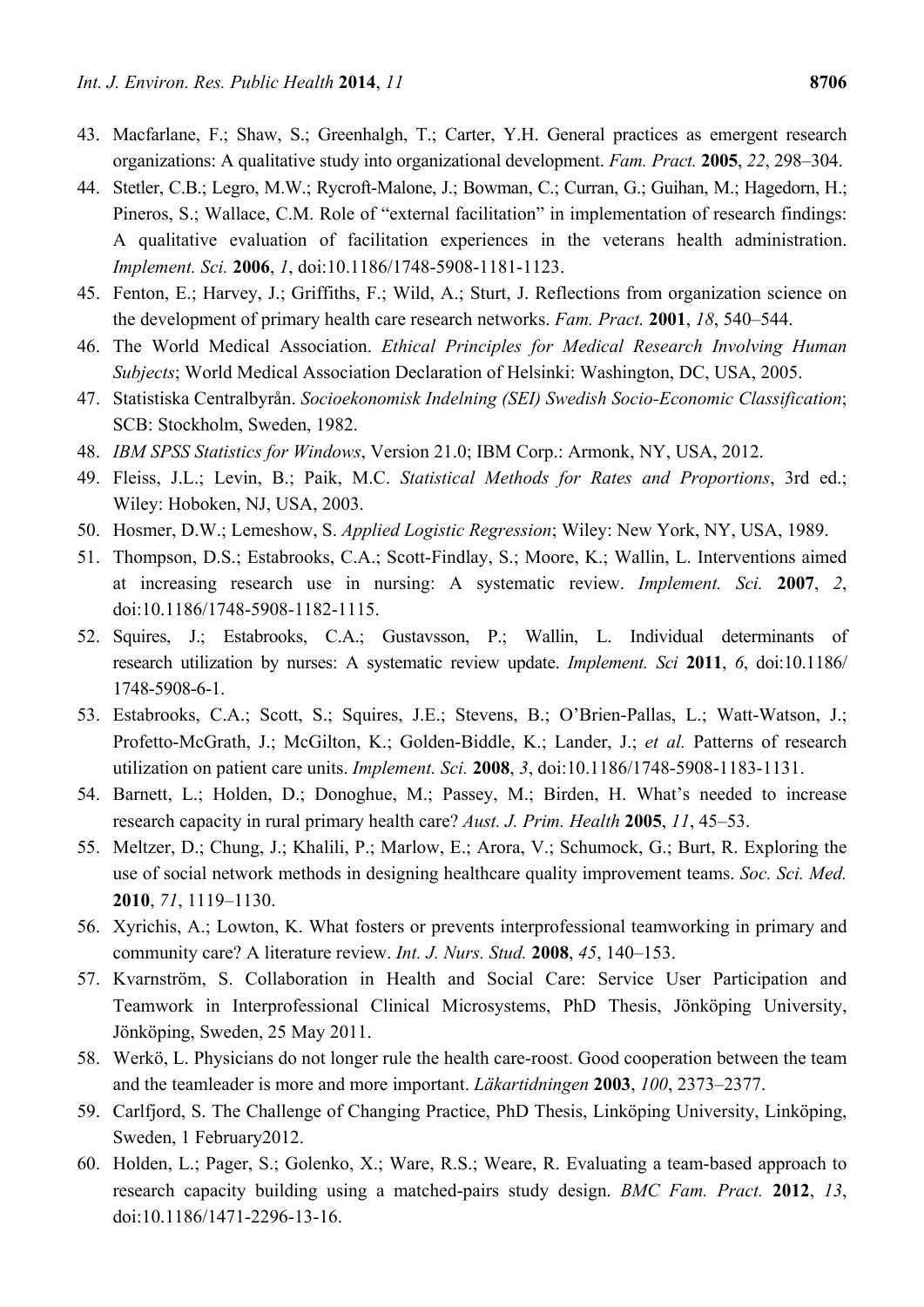43. Macfarlane, F.; Shaw, S.; Greenhalgh, T.; Carter, Y.H. General practices as emergent research organizations: A qualitative study into organizational development. *Fam. Pract.* **2005**, *22*, 298–304.
44. Stetler, C.B.; Legro, M.W.; Rycroft-Malone, J.; Bowman, C.; Curran, G.; Guihan, M.; Hagedorn, H.; Pineros, S.; Wallace, C.M. Role of "external facilitation" in implementation of research findings: A qualitative evaluation of facilitation experiences in the veterans health administration. *Implement. Sci.* **2006**, *1*, doi:10.1186/1748-5908-1181-1123.
45. Fenton, E.; Harvey, J.; Griffiths, F.; Wild, A.; Sturt, J. Reflections from organization science on the development of primary health care research networks. *Fam. Pract.* **2001**, *18*, 540–544.
46. The World Medical Association. *Ethical Principles for Medical Research Involving Human Subjects*; World Medical Association Declaration of Helsinki: Washington, DC, USA, 2005.
47. Statistiska Centralbyrån. *Socioekonomisk Indelning (SEI) Swedish Socio-Economic Classification*; SCB: Stockholm, Sweden, 1982.
48. *IBM SPSS Statistics for Windows*, Version 21.0; IBM Corp.: Armonk, NY, USA, 2012.
49. Fleiss, J.L.; Levin, B.; Paik, M.C. *Statistical Methods for Rates and Proportions*, 3rd ed.; Wiley: Hoboken, NJ, USA, 2003.
50. Hosmer, D.W.; Lemeshow, S. *Applied Logistic Regression*; Wiley: New York, NY, USA, 1989.
51. Thompson, D.S.; Estabrooks, C.A.; Scott-Findlay, S.; Moore, K.; Wallin, L. Interventions aimed at increasing research use in nursing: A systematic review. *Implement. Sci.* **2007**, *2*, doi:10.1186/1748-5908-1182-1115.
52. Squires, J.; Estabrooks, C.A.; Gustavsson, P.; Wallin, L. Individual determinants of research utilization by nurses: A systematic review update. *Implement. Sci* **2011**, *6*, doi:10.1186/1748-5908-6-1.
53. Estabrooks, C.A.; Scott, S.; Squires, J.E.; Stevens, B.; O'Brien-Pallas, L.; Watt-Watson, J.; Profetto-McGrath, J.; McGilton, K.; Golden-Biddle, K.; Lander, J.; *et al.* Patterns of research utilization on patient care units. *Implement. Sci.* **2008**, *3*, doi:10.1186/1748-5908-1183-1131.
54. Barnett, L.; Holden, D.; Donoghue, M.; Passey, M.; Birden, H. What's needed to increase research capacity in rural primary health care? *Aust. J. Prim. Health* **2005**, *11*, 45–53.
55. Meltzer, D.; Chung, J.; Khalili, P.; Marlow, E.; Arora, V.; Schumock, G.; Burt, R. Exploring the use of social network methods in designing healthcare quality improvement teams. *Soc. Sci. Med.* **2010**, *71*, 1119–1130.
56. Xyrichis, A.; Lowton, K. What fosters or prevents interprofessional teamworking in primary and community care? A literature review. *Int. J. Nurs. Stud.* **2008**, *45*, 140–153.
57. Kvarnström, S. Collaboration in Health and Social Care: Service User Participation and Teamwork in Interprofessional Clinical Microsystems, PhD Thesis, Jönköping University, Jönköping, Sweden, 25 May 2011.
58. Werkö, L. Physicians do not longer rule the health care-roost. Good cooperation between the team and the teamleader is more and more important. *Läkartidningen* **2003**, *100*, 2373–2377.
59. Carlfjord, S. The Challenge of Changing Practice, PhD Thesis, Linköping University, Linköping, Sweden, 1 February2012.
60. Holden, L.; Pager, S.; Golenko, X.; Ware, R.S.; Weare, R. Evaluating a team-based approach to research capacity building using a matched-pairs study design. *BMC Fam. Pract.* **2012**, *13*, doi:10.1186/1471-2296-13-16.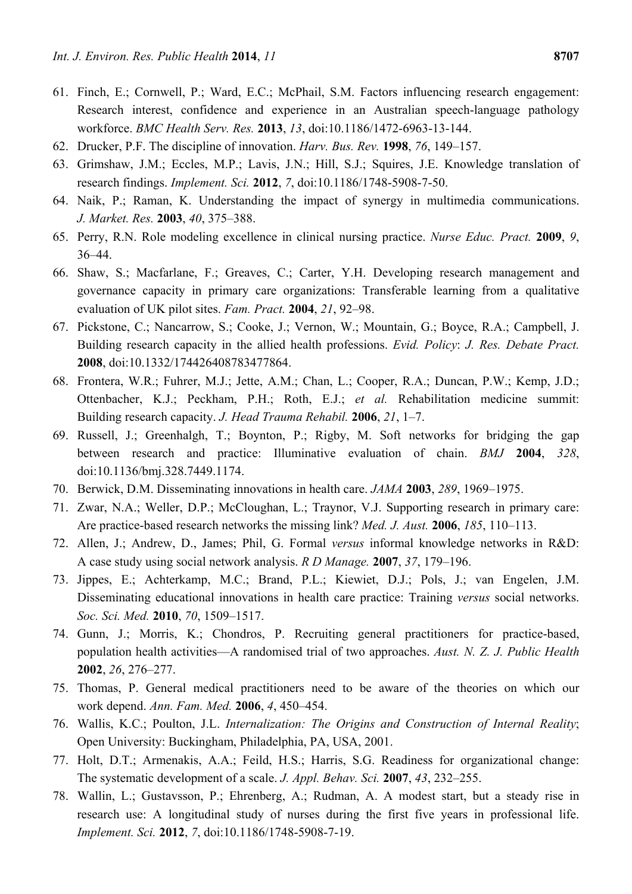61. Finch, E.; Cornwell, P.; Ward, E.C.; McPhail, S.M. Factors influencing research engagement: Research interest, confidence and experience in an Australian speech-language pathology workforce. *BMC Health Serv. Res.* **2013**, *13*, doi:10.1186/1472-6963-13-144.
62. Drucker, P.F. The discipline of innovation. *Harv. Bus. Rev.* **1998**, *76*, 149–157.
63. Grimshaw, J.M.; Eccles, M.P.; Lavis, J.N.; Hill, S.J.; Squires, J.E. Knowledge translation of research findings. *Implement. Sci.* **2012**, *7*, doi:10.1186/1748-5908-7-50.
64. Naik, P.; Raman, K. Understanding the impact of synergy in multimedia communications. *J. Market. Res.* **2003**, *40*, 375–388.
65. Perry, R.N. Role modeling excellence in clinical nursing practice. *Nurse Educ. Pract.* **2009**, *9*, 36–44.
66. Shaw, S.; Macfarlane, F.; Greaves, C.; Carter, Y.H. Developing research management and governance capacity in primary care organizations: Transferable learning from a qualitative evaluation of UK pilot sites. *Fam. Pract.* **2004**, *21*, 92–98.
67. Pickstone, C.; Nancarrow, S.; Cooke, J.; Vernon, W.; Mountain, G.; Boyce, R.A.; Campbell, J. Building research capacity in the allied health professions. *Evid. Policy*: *J. Res. Debate Pract.* **2008**, doi:10.1332/174426408783477864.
68. Frontera, W.R.; Fuhrer, M.J.; Jette, A.M.; Chan, L.; Cooper, R.A.; Duncan, P.W.; Kemp, J.D.; Ottenbacher, K.J.; Peckham, P.H.; Roth, E.J.; *et al.* Rehabilitation medicine summit: Building research capacity. *J. Head Trauma Rehabil.* **2006**, *21*, 1–7.
69. Russell, J.; Greenhalgh, T.; Boynton, P.; Rigby, M. Soft networks for bridging the gap between research and practice: Illuminative evaluation of chain. *BMJ* **2004**, *328*, doi:10.1136/bmj.328.7449.1174.
70. Berwick, D.M. Disseminating innovations in health care. *JAMA* **2003**, *289*, 1969–1975.
71. Zwar, N.A.; Weller, D.P.; McCloughan, L.; Traynor, V.J. Supporting research in primary care: Are practice-based research networks the missing link? *Med. J. Aust.* **2006**, *185*, 110–113.
72. Allen, J.; Andrew, D., James; Phil, G. Formal *versus* informal knowledge networks in R&D: A case study using social network analysis. *R D Manage.* **2007**, *37*, 179–196.
73. Jippes, E.; Achterkamp, M.C.; Brand, P.L.; Kiewiet, D.J.; Pols, J.; van Engelen, J.M. Disseminating educational innovations in health care practice: Training *versus* social networks. *Soc. Sci. Med.* **2010**, *70*, 1509–1517.
74. Gunn, J.; Morris, K.; Chondros, P. Recruiting general practitioners for practice-based, population health activities—A randomised trial of two approaches. *Aust. N. Z. J. Public Health* **2002**, *26*, 276–277.
75. Thomas, P. General medical practitioners need to be aware of the theories on which our work depend. *Ann. Fam. Med.* **2006**, *4*, 450–454.
76. Wallis, K.C.; Poulton, J.L. *Internalization: The Origins and Construction of Internal Reality*; Open University: Buckingham, Philadelphia, PA, USA, 2001.
77. Holt, D.T.; Armenakis, A.A.; Feild, H.S.; Harris, S.G. Readiness for organizational change: The systematic development of a scale. *J. Appl. Behav. Sci.* **2007**, *43*, 232–255.
78. Wallin, L.; Gustavsson, P.; Ehrenberg, A.; Rudman, A. A modest start, but a steady rise in research use: A longitudinal study of nurses during the first five years in professional life. *Implement. Sci.* **2012**, *7*, doi:10.1186/1748-5908-7-19.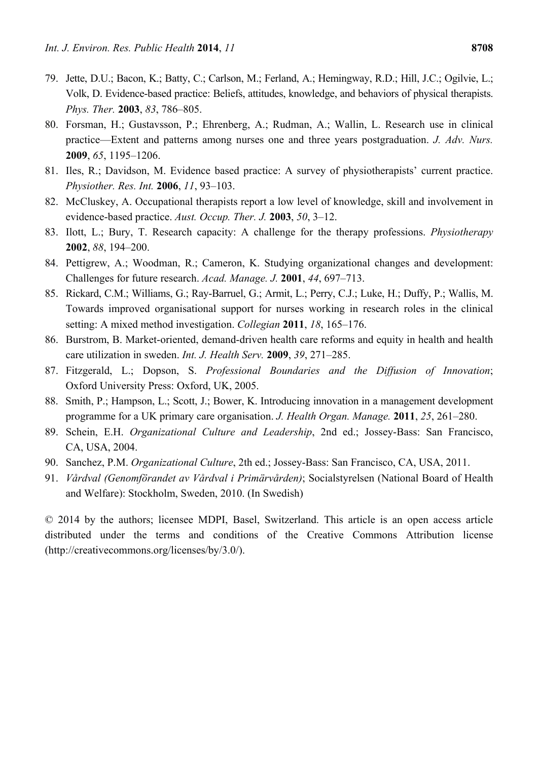79. Jette, D.U.; Bacon, K.; Batty, C.; Carlson, M.; Ferland, A.; Hemingway, R.D.; Hill, J.C.; Ogilvie, L.; Volk, D. Evidence-based practice: Beliefs, attitudes, knowledge, and behaviors of physical therapists. *Phys. Ther.* **2003**, *83*, 786–805.
80. Forsman, H.; Gustavsson, P.; Ehrenberg, A.; Rudman, A.; Wallin, L. Research use in clinical practice—Extent and patterns among nurses one and three years postgraduation. *J. Adv. Nurs.* **2009**, *65*, 1195–1206.
81. Iles, R.; Davidson, M. Evidence based practice: A survey of physiotherapists' current practice. *Physiother. Res. Int.* **2006**, *11*, 93–103.
82. McCluskey, A. Occupational therapists report a low level of knowledge, skill and involvement in evidence-based practice. *Aust. Occup. Ther. J.* **2003**, *50*, 3–12.
83. Ilott, L.; Bury, T. Research capacity: A challenge for the therapy professions. *Physiotherapy* **2002**, *88*, 194–200.
84. Pettigrew, A.; Woodman, R.; Cameron, K. Studying organizational changes and development: Challenges for future research. *Acad. Manage. J.* **2001**, *44*, 697–713.
85. Rickard, C.M.; Williams, G.; Ray-Barruel, G.; Armit, L.; Perry, C.J.; Luke, H.; Duffy, P.; Wallis, M. Towards improved organisational support for nurses working in research roles in the clinical setting: A mixed method investigation. *Collegian* **2011**, *18*, 165–176.
86. Burstrom, B. Market-oriented, demand-driven health care reforms and equity in health and health care utilization in sweden. *Int. J. Health Serv.* **2009**, *39*, 271–285.
87. Fitzgerald, L.; Dopson, S. *Professional Boundaries and the Diffusion of Innovation*; Oxford University Press: Oxford, UK, 2005.
88. Smith, P.; Hampson, L.; Scott, J.; Bower, K. Introducing innovation in a management development programme for a UK primary care organisation. *J. Health Organ. Manage.* **2011**, *25*, 261–280.
89. Schein, E.H. *Organizational Culture and Leadership*, 2nd ed.; Jossey-Bass: San Francisco, CA, USA, 2004.
90. Sanchez, P.M. *Organizational Culture*, 2th ed.; Jossey-Bass: San Francisco, CA, USA, 2011.
91. *Vårdval (Genomförandet av Vårdval i Primärvården)*; Socialstyrelsen (National Board of Health and Welfare): Stockholm, Sweden, 2010. (In Swedish)

© 2014 by the authors; licensee MDPI, Basel, Switzerland. This article is an open access article distributed under the terms and conditions of the Creative Commons Attribution license (http://creativecommons.org/licenses/by/3.0/).